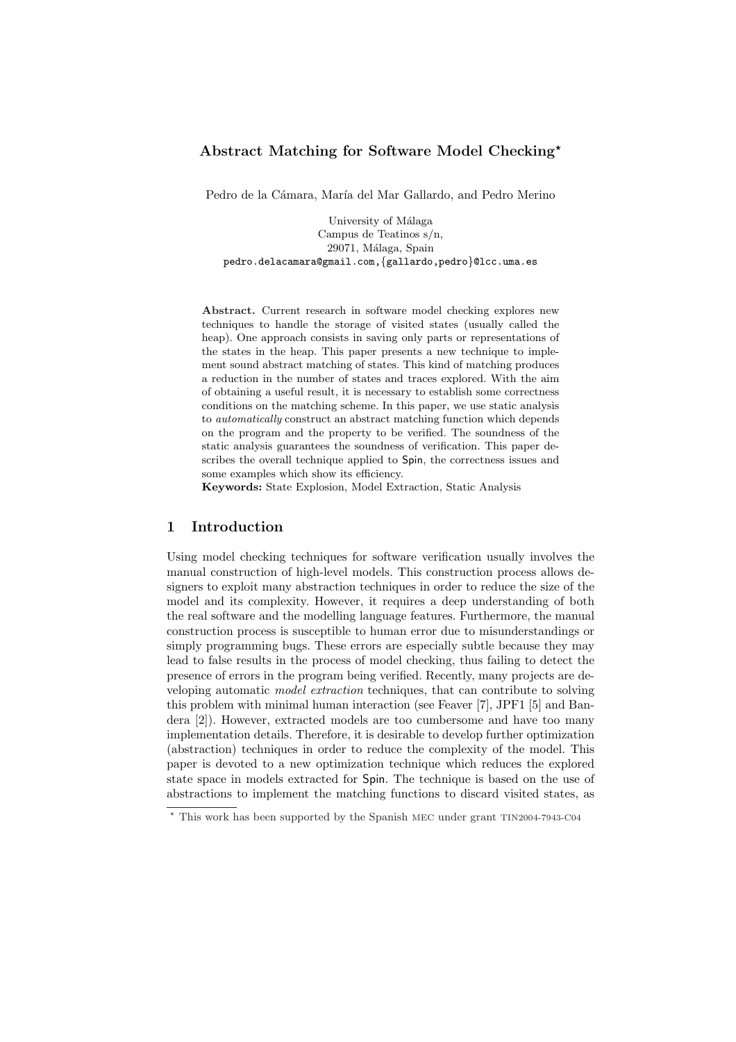# Abstract Matching for Software Model Checking*

Pedro de la Cámara, María del Mar Gallardo, and Pedro Merino

University of Málaga
Campus de Teatinos s/n,
29071, Málaga, Spain
pedro.delacamara@gmail.com,{gallardo,pedro}@lcc.uma.es

**Abstract.** Current research in software model checking explores new techniques to handle the storage of visited states (usually called the heap). One approach consists in saving only parts or representations of the states in the heap. This paper presents a new technique to implement sound abstract matching of states. This kind of matching produces a reduction in the number of states and traces explored. With the aim of obtaining a useful result, it is necessary to establish some correctness conditions on the matching scheme. In this paper, we use static analysis to *automatically* construct an abstract matching function which depends on the program and the property to be verified. The soundness of the static analysis guarantees the soundness of verification. This paper describes the overall technique applied to Spin, the correctness issues and some examples which show its efficiency.

**Keywords:** State Explosion, Model Extraction, Static Analysis

## 1 Introduction

Using model checking techniques for software verification usually involves the manual construction of high-level models. This construction process allows designers to exploit many abstraction techniques in order to reduce the size of the model and its complexity. However, it requires a deep understanding of both the real software and the modelling language features. Furthermore, the manual construction process is susceptible to human error due to misunderstandings or simply programming bugs. These errors are especially subtle because they may lead to false results in the process of model checking, thus failing to detect the presence of errors in the program being verified. Recently, many projects are developing automatic *model extraction* techniques, that can contribute to solving this problem with minimal human interaction (see Feaver [7], JPF1 [5] and Bandera [2]). However, extracted models are too cumbersome and have too many implementation details. Therefore, it is desirable to develop further optimization (abstraction) techniques in order to reduce the complexity of the model. This paper is devoted to a new optimization technique which reduces the explored state space in models extracted for Spin. The technique is based on the use of abstractions to implement the matching functions to discard visited states, as

* This work has been supported by the Spanish MEC under grant TIN2004-7943-C04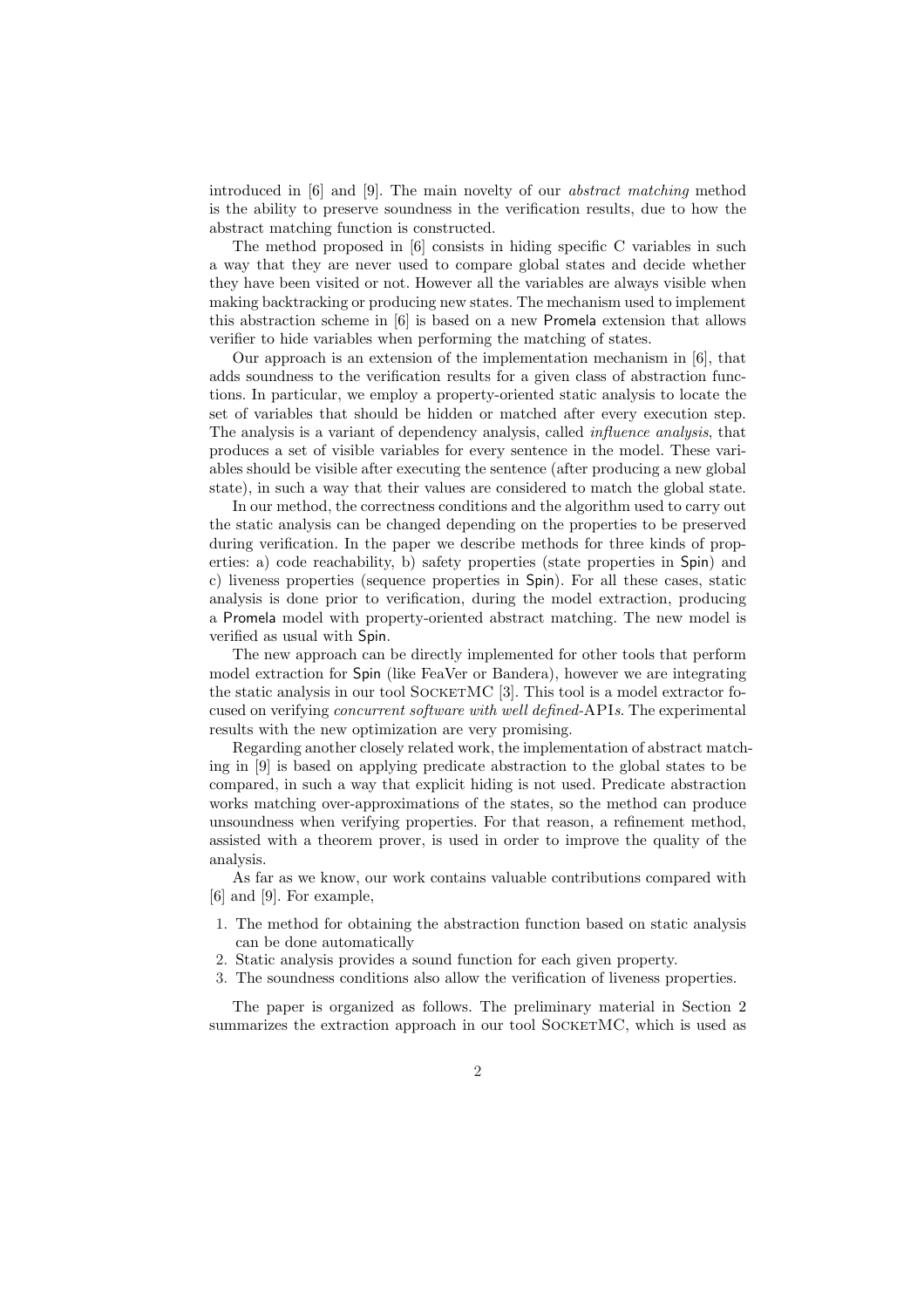introduced in [6] and [9]. The main novelty of our *abstract matching* method is the ability to preserve soundness in the verification results, due to how the abstract matching function is constructed.

The method proposed in [6] consists in hiding specific C variables in such a way that they are never used to compare global states and decide whether they have been visited or not. However all the variables are always visible when making backtracking or producing new states. The mechanism used to implement this abstraction scheme in [6] is based on a new Promela extension that allows verifier to hide variables when performing the matching of states.

Our approach is an extension of the implementation mechanism in [6], that adds soundness to the verification results for a given class of abstraction functions. In particular, we employ a property-oriented static analysis to locate the set of variables that should be hidden or matched after every execution step. The analysis is a variant of dependency analysis, called *influence analysis*, that produces a set of visible variables for every sentence in the model. These variables should be visible after executing the sentence (after producing a new global state), in such a way that their values are considered to match the global state.

In our method, the correctness conditions and the algorithm used to carry out the static analysis can be changed depending on the properties to be preserved during verification. In the paper we describe methods for three kinds of properties: a) code reachability, b) safety properties (state properties in Spin) and c) liveness properties (sequence properties in Spin). For all these cases, static analysis is done prior to verification, during the model extraction, producing a Promela model with property-oriented abstract matching. The new model is verified as usual with Spin.

The new approach can be directly implemented for other tools that perform model extraction for Spin (like FeaVer or Bandera), however we are integrating the static analysis in our tool SocketMC [3]. This tool is a model extractor focused on verifying *concurrent software with well defined*-APIs. The experimental results with the new optimization are very promising.

Regarding another closely related work, the implementation of abstract matching in [9] is based on applying predicate abstraction to the global states to be compared, in such a way that explicit hiding is not used. Predicate abstraction works matching over-approximations of the states, so the method can produce unsoundness when verifying properties. For that reason, a refinement method, assisted with a theorem prover, is used in order to improve the quality of the analysis.

As far as we know, our work contains valuable contributions compared with [6] and [9]. For example,

1. The method for obtaining the abstraction function based on static analysis can be done automatically
2. Static analysis provides a sound function for each given property.
3. The soundness conditions also allow the verification of liveness properties.

The paper is organized as follows. The preliminary material in Section 2 summarizes the extraction approach in our tool SocketMC, which is used as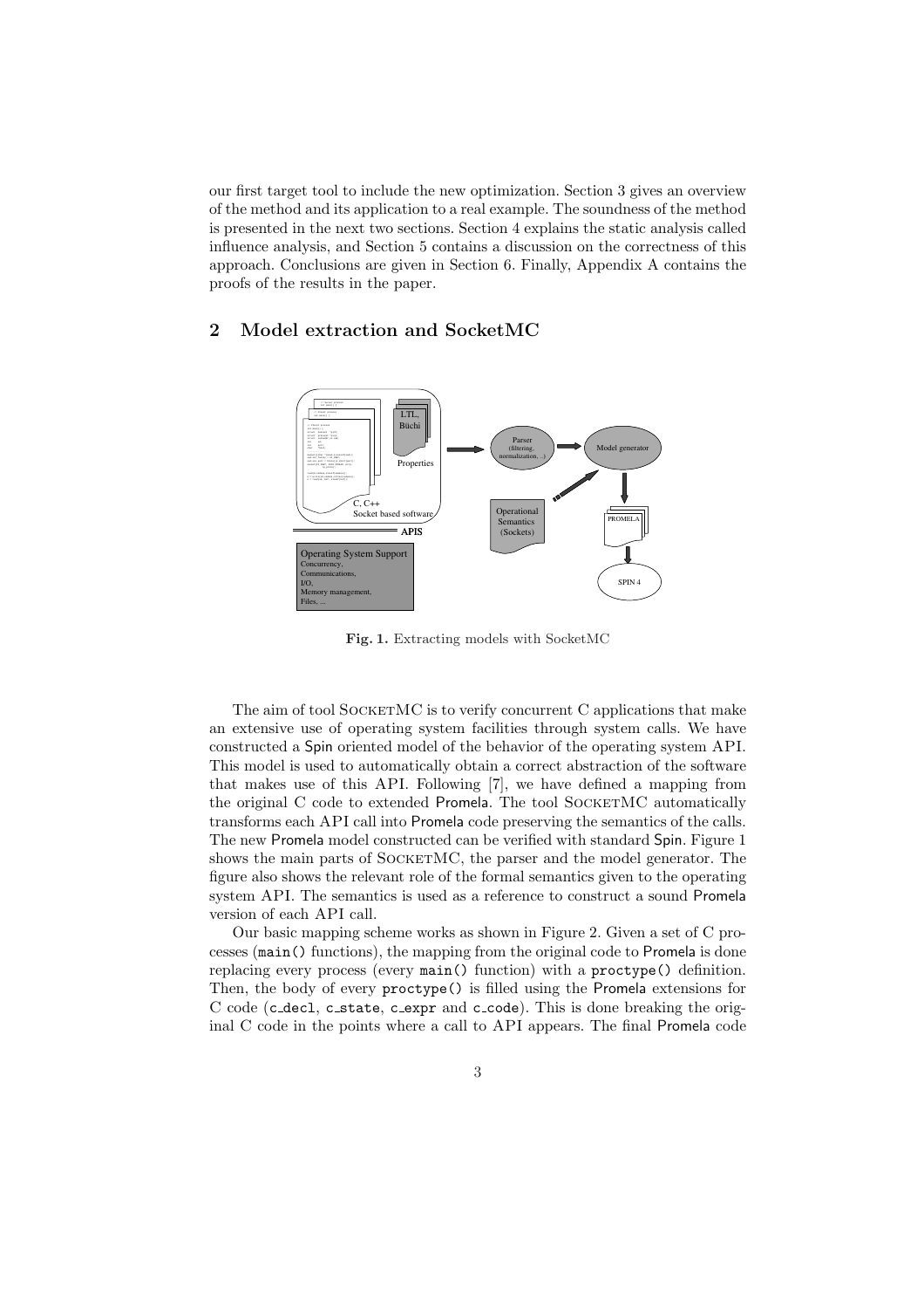our first target tool to include the new optimization. Section 3 gives an overview of the method and its application to a real example. The soundness of the method is presented in the next two sections. Section 4 explains the static analysis called influence analysis, and Section 5 contains a discussion on the correctness of this approach. Conclusions are given in Section 6. Finally, Appendix A contains the proofs of the results in the paper.

## 2 Model extraction and SocketMC

**Fig. 1.** Extracting models with SocketMC

The aim of tool SocketMC is to verify concurrent C applications that make an extensive use of operating system facilities through system calls. We have constructed a Spin oriented model of the behavior of the operating system API. This model is used to automatically obtain a correct abstraction of the software that makes use of this API. Following [7], we have defined a mapping from the original C code to extended Promela. The tool SocketMC automatically transforms each API call into Promela code preserving the semantics of the calls. The new Promela model constructed can be verified with standard Spin. Figure 1 shows the main parts of SocketMC, the parser and the model generator. The figure also shows the relevant role of the formal semantics given to the operating system API. The semantics is used as a reference to construct a sound Promela version of each API call.

Our basic mapping scheme works as shown in Figure 2. Given a set of C processes (`main()` functions), the mapping from the original code to Promela is done replacing every process (every `main()` function) with a `proctype()` definition. Then, the body of every `proctype()` is filled using the Promela extensions for C code (`c_decl`, `c_state`, `c_expr` and `c_code`). This is done breaking the original C code in the points where a call to API appears. The final Promela code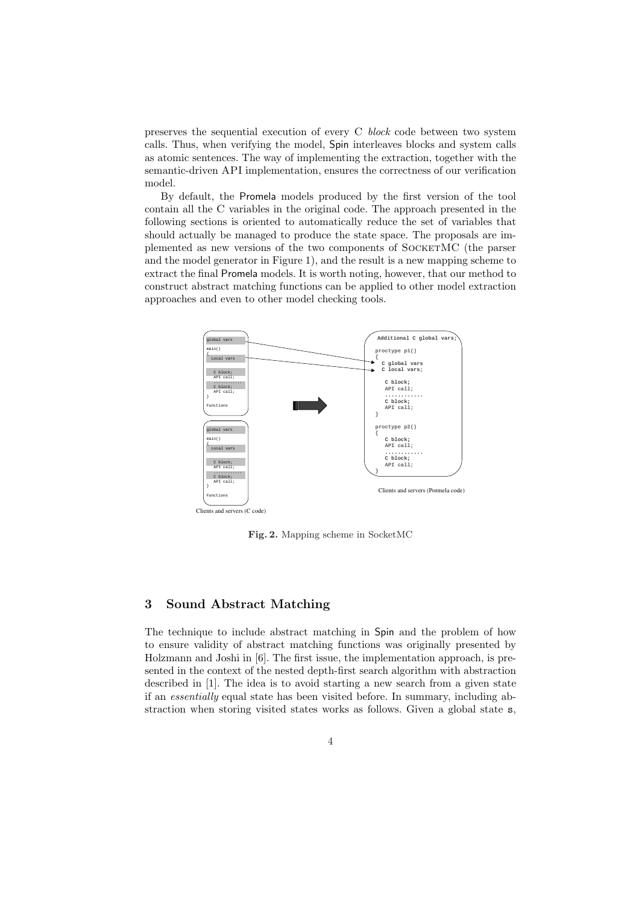preserves the sequential execution of every C *block* code between two system calls. Thus, when verifying the model, Spin interleaves blocks and system calls as atomic sentences. The way of implementing the extraction, together with the semantic-driven API implementation, ensures the correctness of our verification model.

By default, the Promela models produced by the first version of the tool contain all the C variables in the original code. The approach presented in the following sections is oriented to automatically reduce the set of variables that should actually be managed to produce the state space. The proposals are implemented as new versions of the two components of SocketMC (the parser and the model generator in Figure 1), and the result is a new mapping scheme to extract the final Promela models. It is worth noting, however, that our method to construct abstract matching functions can be applied to other model extraction approaches and even to other model checking tools.

**Fig. 2.** Mapping scheme in SocketMC

## 3 Sound Abstract Matching

The technique to include abstract matching in Spin and the problem of how to ensure validity of abstract matching functions was originally presented by Holzmann and Joshi in [6]. The first issue, the implementation approach, is presented in the context of the nested depth-first search algorithm with abstraction described in [1]. The idea is to avoid starting a new search from a given state if an *essentially* equal state has been visited before. In summary, including abstraction when storing visited states works as follows. Given a global state s,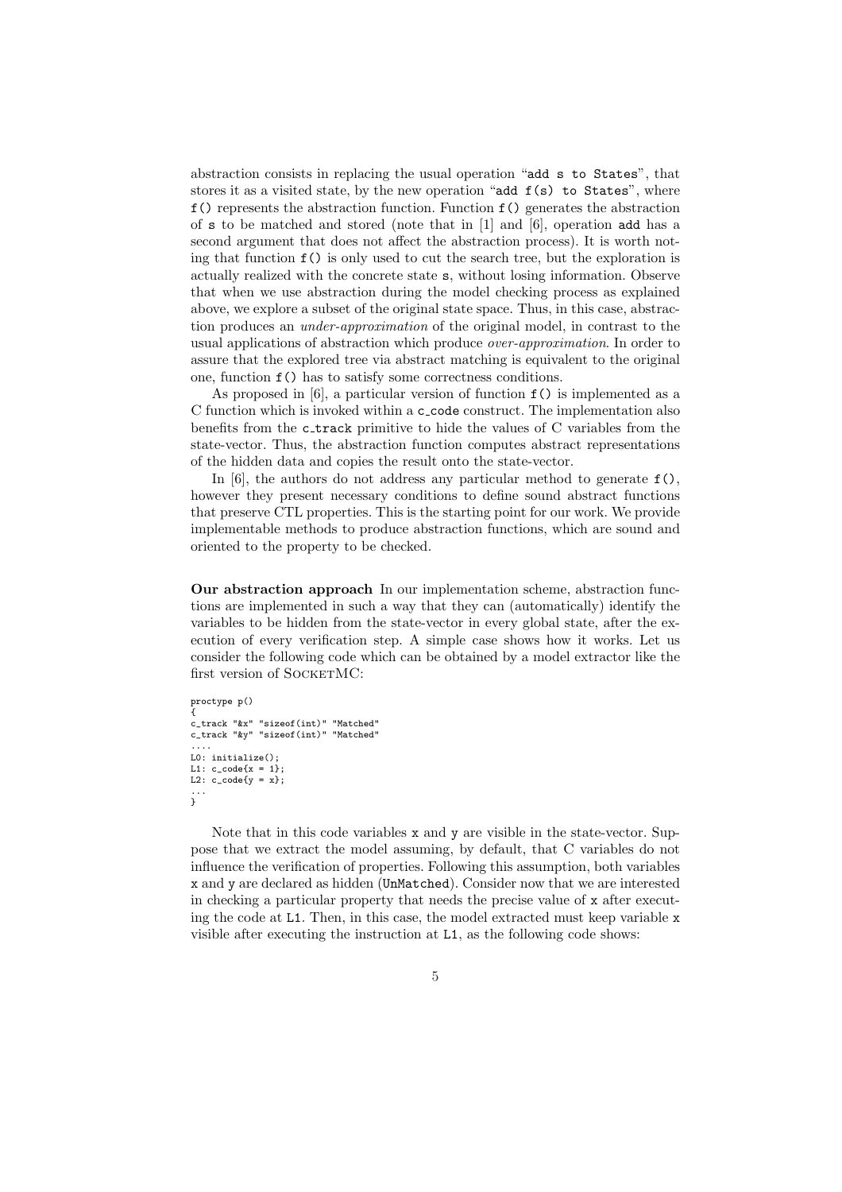abstraction consists in replacing the usual operation "`add s to States`", that stores it as a visited state, by the new operation "`add f(s) to States`", where `f()` represents the abstraction function. Function `f()` generates the abstraction of `s` to be matched and stored (note that in [1] and [6], operation `add` has a second argument that does not affect the abstraction process). It is worth noting that function `f()` is only used to cut the search tree, but the exploration is actually realized with the concrete state `s`, without losing information. Observe that when we use abstraction during the model checking process as explained above, we explore a subset of the original state space. Thus, in this case, abstraction produces an *under-approximation* of the original model, in contrast to the usual applications of abstraction which produce *over-approximation*. In order to assure that the explored tree via abstract matching is equivalent to the original one, function `f()` has to satisfy some correctness conditions.

As proposed in [6], a particular version of function `f()` is implemented as a C function which is invoked within a `c_code` construct. The implementation also benefits from the `c_track` primitive to hide the values of C variables from the state-vector. Thus, the abstraction function computes abstract representations of the hidden data and copies the result onto the state-vector.

In [6], the authors do not address any particular method to generate `f()`, however they present necessary conditions to define sound abstract functions that preserve CTL properties. This is the starting point for our work. We provide implementable methods to produce abstraction functions, which are sound and oriented to the property to be checked.

**Our abstraction approach** In our implementation scheme, abstraction functions are implemented in such a way that they can (automatically) identify the variables to be hidden from the state-vector in every global state, after the execution of every verification step. A simple case shows how it works. Let us consider the following code which can be obtained by a model extractor like the first version of SocketMC:

```
proctype p()
{
c_track "&x" "sizeof(int)" "Matched"
c_track "&y" "sizeof(int)" "Matched"
....
L0: initialize();
L1: c_code{x = 1};
L2: c_code{y = x};
...
}
```

Note that in this code variables `x` and `y` are visible in the state-vector. Suppose that we extract the model assuming, by default, that C variables do not influence the verification of properties. Following this assumption, both variables `x` and `y` are declared as hidden (`UnMatched`). Consider now that we are interested in checking a particular property that needs the precise value of `x` after executing the code at `L1`. Then, in this case, the model extracted must keep variable `x` visible after executing the instruction at `L1`, as the following code shows: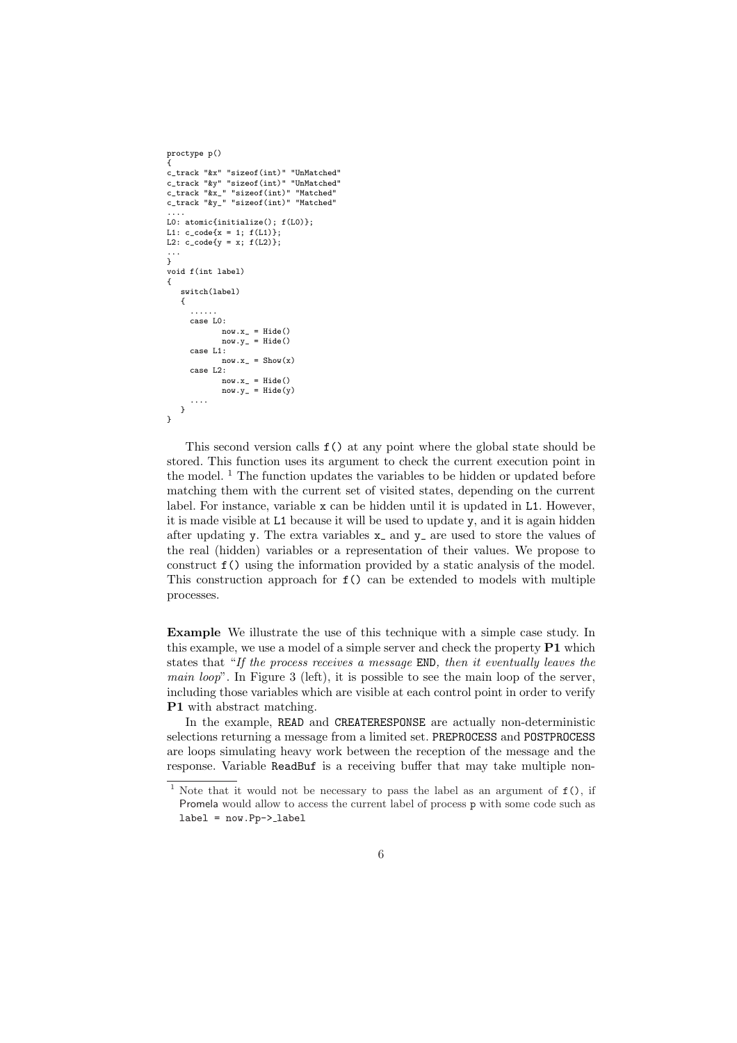```
proctype p()
{
c_track "&x" "sizeof(int)" "UnMatched"
c_track "&y" "sizeof(int)" "UnMatched"
c_track "&x_" "sizeof(int)" "Matched"
c_track "&y_" "sizeof(int)" "Matched"
....
L0: atomic{initialize(); f(L0)};
L1: c_code{x = 1; f(L1)};
L2: c_code{y = x; f(L2)};
...
}
void f(int label)
{
   switch(label)
   {
     ......
     case L0:
            now.x_ = Hide()
            now.y_ = Hide()
     case L1:
            now.x_ = Show(x)
     case L2:
            now.x_ = Hide()
            now.y_ = Hide(y)
     ....
   }
}
```

This second version calls `f()` at any point where the global state should be stored. This function uses its argument to check the current execution point in the model. [1] The function updates the variables to be hidden or updated before matching them with the current set of visited states, depending on the current label. For instance, variable `x` can be hidden until it is updated in `L1`. However, it is made visible at `L1` because it will be used to update `y`, and it is again hidden after updating `y`. The extra variables `x_` and `y_` are used to store the values of the real (hidden) variables or a representation of their values. We propose to construct `f()` using the information provided by a static analysis of the model. This construction approach for `f()` can be extended to models with multiple processes.

**Example** We illustrate the use of this technique with a simple case study. In this example, we use a model of a simple server and check the property **P1** which states that "*If the process receives a message* `END`*, then it eventually leaves the main loop*". In Figure 3 (left), it is possible to see the main loop of the server, including those variables which are visible at each control point in order to verify **P1** with abstract matching.

In the example, `READ` and `CREATERESPONSE` are actually non-deterministic selections returning a message from a limited set. `PREPROCESS` and `POSTPROCESS` are loops simulating heavy work between the reception of the message and the response. Variable `ReadBuf` is a receiving buffer that may take multiple non-

[1] Note that it would not be necessary to pass the label as an argument of `f()`, if Promela would allow to access the current label of process `p` with some code such as `label = now.Pp->_label`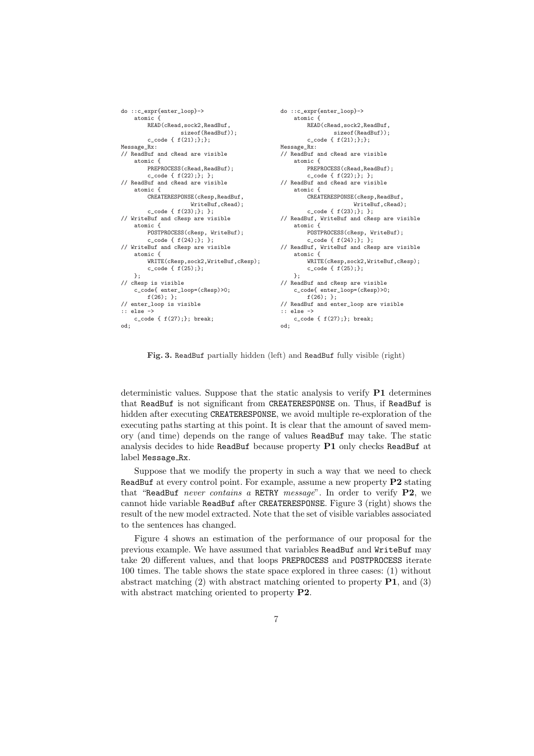```
do ::c_expr{enter_loop}->
    atomic {
        READ(cRead,sock2,ReadBuf,
                sizeof(ReadBuf));
        c_code { f(21);};};
Message_Rx:
// ReadBuf and cRead are visible
    atomic {
        PREPROCESS(cRead,ReadBuf);
        c_code { f(22);}; };
// ReadBuf and cRead are visible
    atomic {
        CREATERESPONSE(cResp,ReadBuf,
                    WriteBuf,cRead);
        c_code { f(23);}; };
// WriteBuf and cResp are visible
    atomic {
        POSTPROCESS(cResp, WriteBuf);
        c_code { f(24);}; };
// WriteBuf and cResp are visible
    atomic {
        WRITE(cResp,sock2,WriteBuf,cResp);
        c_code { f(25);};
    };
// cResp is visible
    c_code{ enter_loop=(cResp)>0;
        f(26); };
// enter_loop is visible
:: else ->
    c_code { f(27);}; break;
od;
```

```
do ::c_expr{enter_loop}->
    atomic {
        READ(cRead,sock2,ReadBuf,
                sizeof(ReadBuf));
        c_code { f(21);};};
Message_Rx:
// ReadBuf and cRead are visible
    atomic {
        PREPROCESS(cRead,ReadBuf);
        c_code { f(22);}; };
// ReadBuf and cRead are visible
    atomic {
        CREATERESPONSE(cResp,ReadBuf,
                    WriteBuf,cRead);
        c_code { f(23);}; };
// ReadBuf, WriteBuf and cResp are visible
    atomic {
        POSTPROCESS(cResp, WriteBuf);
        c_code { f(24);}; };
// ReadBuf, WriteBuf and cResp are visible
    atomic {
        WRITE(cResp,sock2,WriteBuf,cResp);
        c_code { f(25);};
    };
// ReadBuf and cResp are visible
    c_code{ enter_loop=(cResp)>0;
        f(26); };
// ReadBuf and enter_loop are visible
:: else ->
    c_code { f(27);}; break;
od;
```

**Fig. 3.** ReadBuf partially hidden (left) and ReadBuf fully visible (right)

deterministic values. Suppose that the static analysis to verify **P1** determines that ReadBuf is not significant from CREATERESPONSE on. Thus, if ReadBuf is hidden after executing CREATERESPONSE, we avoid multiple re-exploration of the executing paths starting at this point. It is clear that the amount of saved memory (and time) depends on the range of values ReadBuf may take. The static analysis decides to hide ReadBuf because property **P1** only checks ReadBuf at label Message_Rx.

Suppose that we modify the property in such a way that we need to check ReadBuf at every control point. For example, assume a new property **P2** stating that "ReadBuf *never contains a* RETRY *message*". In order to verify **P2**, we cannot hide variable ReadBuf after CREATERESPONSE. Figure 3 (right) shows the result of the new model extracted. Note that the set of visible variables associated to the sentences has changed.

Figure 4 shows an estimation of the performance of our proposal for the previous example. We have assumed that variables ReadBuf and WriteBuf may take 20 different values, and that loops PREPROCESS and POSTPROCESS iterate 100 times. The table shows the state space explored in three cases: (1) without abstract matching (2) with abstract matching oriented to property **P1**, and (3) with abstract matching oriented to property **P2**.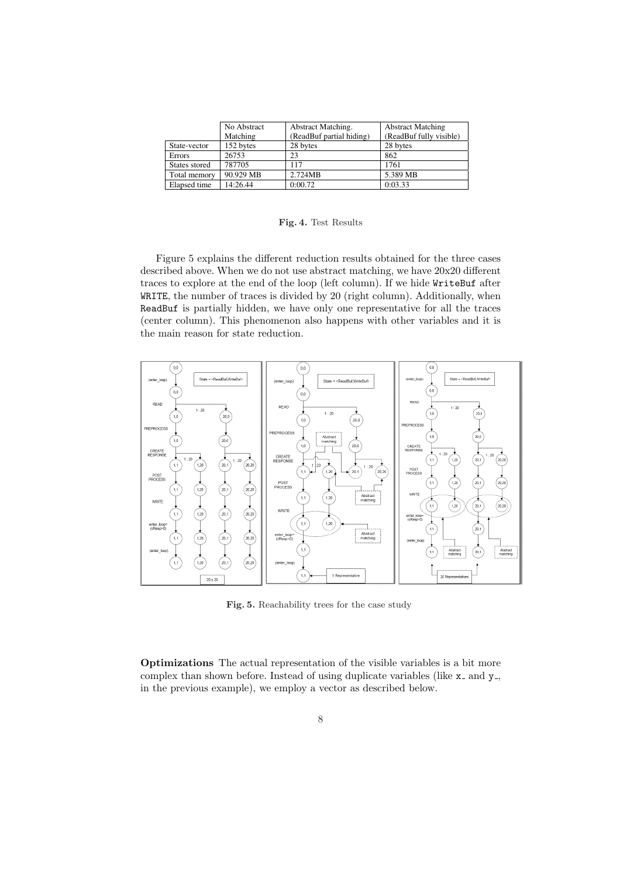| | No Abstract Matching | Abstract Matching. (ReadBuf partial hiding) | Abstract Matching (ReadBuf fully visible) |
|---|---|---|---|
| State-vector | 152 bytes | 28 bytes | 28 bytes |
| Errors | 26753 | 23 | 862 |
| States stored | 787705 | 117 | 1761 |
| Total memory | 90.929 MB | 2.724MB | 5.389 MB |
| Elapsed time | 14:26.44 | 0:00.72 | 0:03.33 |

**Fig. 4.** Test Results

Figure 5 explains the different reduction results obtained for the three cases described above. When we do not use abstract matching, we have 20x20 different traces to explore at the end of the loop (left column). If we hide `WriteBuf` after `WRITE`, the number of traces is divided by 20 (right column). Additionally, when `ReadBuf` is partially hidden, we have only one representative for all the traces (center column). This phenomenon also happens with other variables and it is the main reason for state reduction.

**Fig. 5.** Reachability trees for the case study

**Optimizations** The actual representation of the visible variables is a bit more complex than shown before. Instead of using duplicate variables (like `x_` and `y_`, in the previous example), we employ a vector as described below.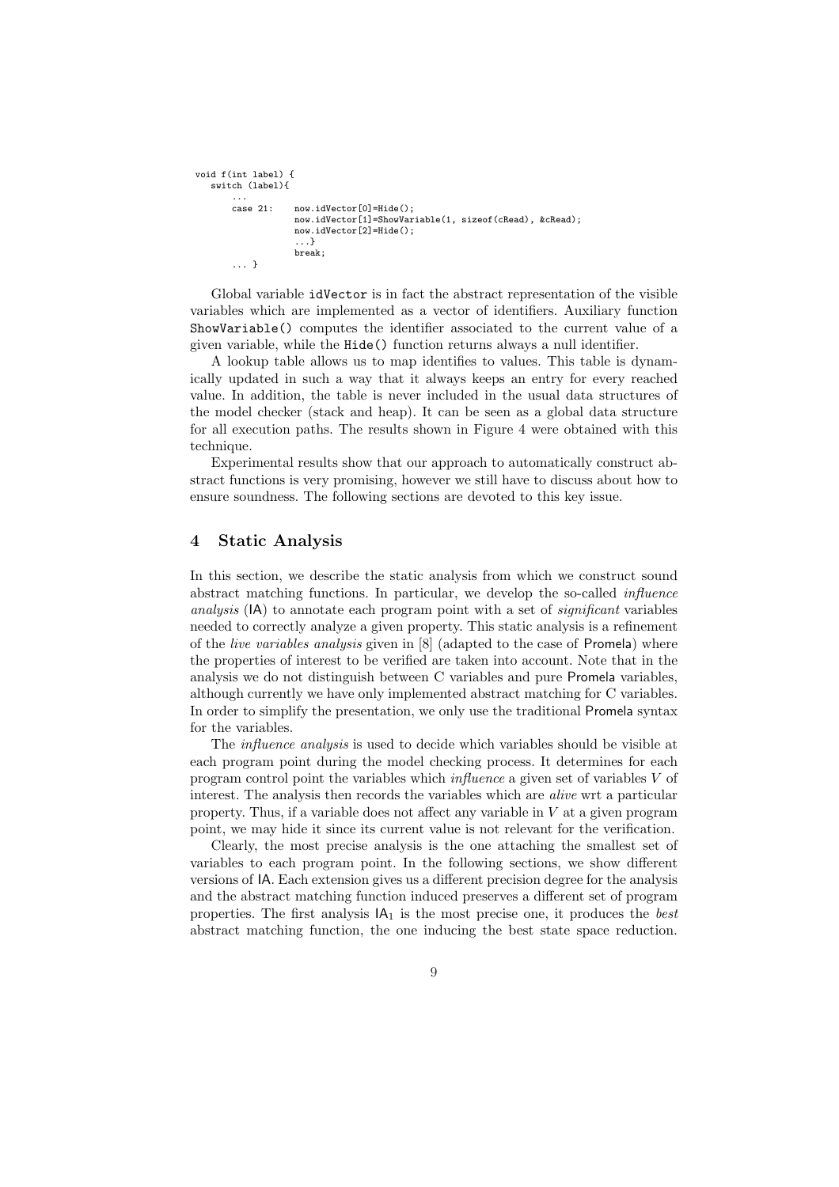```
void f(int label) {
   switch (label){
       ...
       case 21:    now.idVector[0]=Hide();
                   now.idVector[1]=ShowVariable(1, sizeof(cRead), &cRead);
                   now.idVector[2]=Hide();
                   ...}
                   break;
       ... }
```

Global variable `idVector` is in fact the abstract representation of the visible variables which are implemented as a vector of identifiers. Auxiliary function `ShowVariable()` computes the identifier associated to the current value of a given variable, while the `Hide()` function returns always a null identifier.

A lookup table allows us to map identifies to values. This table is dynamically updated in such a way that it always keeps an entry for every reached value. In addition, the table is never included in the usual data structures of the model checker (stack and heap). It can be seen as a global data structure for all execution paths. The results shown in Figure 4 were obtained with this technique.

Experimental results show that our approach to automatically construct abstract functions is very promising, however we still have to discuss about how to ensure soundness. The following sections are devoted to this key issue.

## 4 Static Analysis

In this section, we describe the static analysis from which we construct sound abstract matching functions. In particular, we develop the so-called *influence analysis* (IA) to annotate each program point with a set of *significant* variables needed to correctly analyze a given property. This static analysis is a refinement of the *live variables analysis* given in [8] (adapted to the case of Promela) where the properties of interest to be verified are taken into account. Note that in the analysis we do not distinguish between C variables and pure Promela variables, although currently we have only implemented abstract matching for C variables. In order to simplify the presentation, we only use the traditional Promela syntax for the variables.

The *influence analysis* is used to decide which variables should be visible at each program point during the model checking process. It determines for each program control point the variables which *influence* a given set of variables $V$ of interest. The analysis then records the variables which are *alive* wrt a particular property. Thus, if a variable does not affect any variable in $V$ at a given program point, we may hide it since its current value is not relevant for the verification.

Clearly, the most precise analysis is the one attaching the smallest set of variables to each program point. In the following sections, we show different versions of IA. Each extension gives us a different precision degree for the analysis and the abstract matching function induced preserves a different set of program properties. The first analysis $\mathsf{IA}_1$ is the most precise one, it produces the *best* abstract matching function, the one inducing the best state space reduction.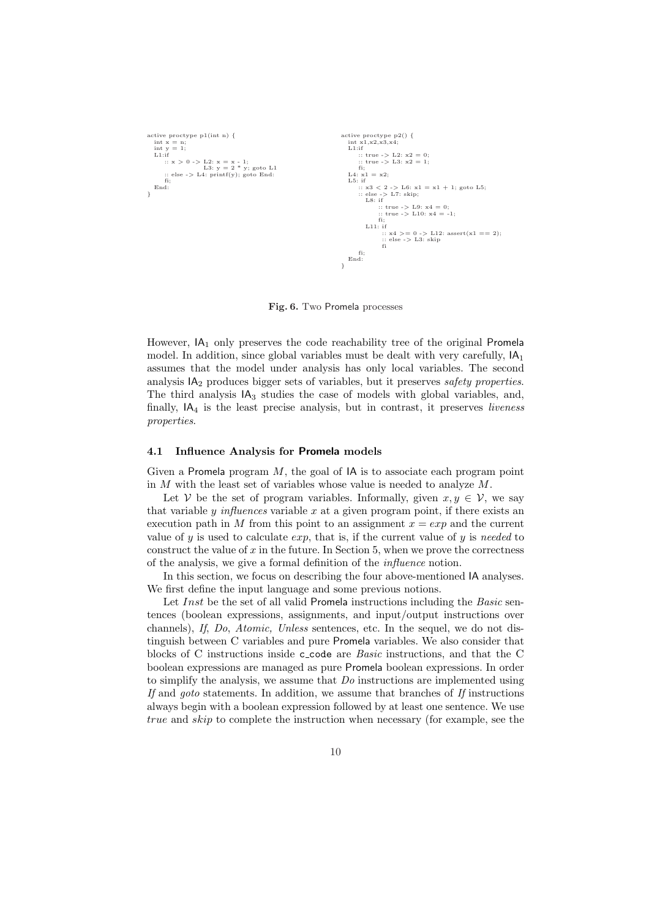```
active proctype p1(int n) {
  int x = n;
  int y = 1;
  L1:if
      :: x > 0 -> L2: x = x - 1;
                  L3: y = 2 * y; goto L1
      :: else -> L4: printf(y); goto End:
      fi;
  End:
}
```

```
active proctype p2() {
  int x1,x2,x3,x4;
  L1:if
      :: true -> L2: x2 = 0;
      :: true -> L3: x2 = 1;
      fi;
  L4: x1 = x2;
  L5: if
      :: x3 < 2 -> L6: x1 = x1 + 1; goto L5;
      :: else -> L7: skip;
         L8: if
               :: true -> L9: x4 = 0;
               :: true -> L10: x4 = -1;
               fi;
         L11: if
               :: x4 >= 0 -> L12: assert(x1 == 2);
               :: else -> L3: skip
               fi
      fi;
  End:
}
```

**Fig. 6.** Two Promela processes

However, $\mathsf{IA}_1$ only preserves the code reachability tree of the original Promela model. In addition, since global variables must be dealt with very carefully, $\mathsf{IA}_1$ assumes that the model under analysis has only local variables. The second analysis $\mathsf{IA}_2$ produces bigger sets of variables, but it preserves *safety properties*. The third analysis $\mathsf{IA}_3$ studies the case of models with global variables, and, finally, $\mathsf{IA}_4$ is the least precise analysis, but in contrast, it preserves *liveness properties*.

### 4.1 Influence Analysis for Promela models

Given a Promela program $M$, the goal of IA is to associate each program point in $M$ with the least set of variables whose value is needed to analyze $M$.

Let $\mathcal{V}$ be the set of program variables. Informally, given $x, y \in \mathcal{V}$, we say that variable $y$ *influences* variable $x$ at a given program point, if there exists an execution path in $M$ from this point to an assignment $x = exp$ and the current value of $y$ is used to calculate $exp$, that is, if the current value of $y$ is *needed* to construct the value of $x$ in the future. In Section 5, when we prove the correctness of the analysis, we give a formal definition of the *influence* notion.

In this section, we focus on describing the four above-mentioned IA analyses. We first define the input language and some previous notions.

Let $Inst$ be the set of all valid Promela instructions including the *Basic* sentences (boolean expressions, assignments, and input/output instructions over channels), *If*, *Do*, *Atomic, Unless* sentences, etc. In the sequel, we do not distinguish between C variables and pure Promela variables. We also consider that blocks of C instructions inside c_code are *Basic* instructions, and that the C boolean expressions are managed as pure Promela boolean expressions. In order to simplify the analysis, we assume that *Do* instructions are implemented using *If* and *goto* statements. In addition, we assume that branches of *If* instructions always begin with a boolean expression followed by at least one sentence. We use *true* and *skip* to complete the instruction when necessary (for example, see the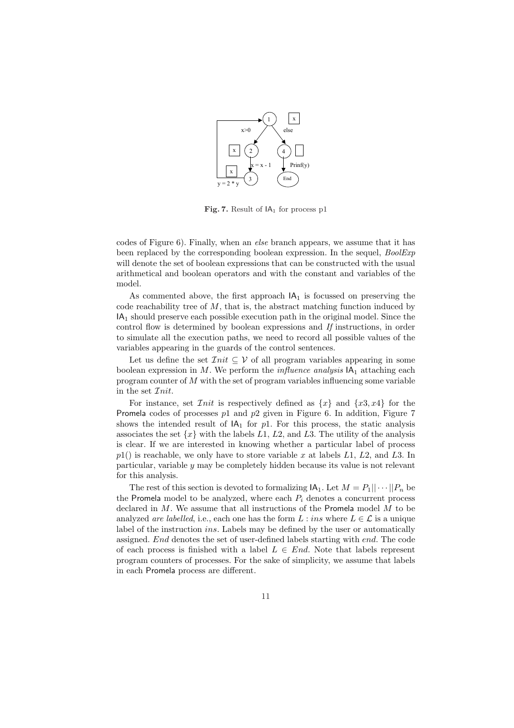Fig. 7. Result of $\mathsf{IA}_1$ for process p1

codes of Figure 6). Finally, when an *else* branch appears, we assume that it has been replaced by the corresponding boolean expression. In the sequel, *BoolExp* will denote the set of boolean expressions that can be constructed with the usual arithmetical and boolean operators and with the constant and variables of the model.

As commented above, the first approach $\mathsf{IA}_1$ is focussed on preserving the code reachability tree of $M$, that is, the abstract matching function induced by $\mathsf{IA}_1$ should preserve each possible execution path in the original model. Since the control flow is determined by boolean expressions and *If* instructions, in order to simulate all the execution paths, we need to record all possible values of the variables appearing in the guards of the control sentences.

Let us define the set $\mathcal{I}nit \subseteq \mathcal{V}$ of all program variables appearing in some boolean expression in $M$. We perform the *influence analysis* $\mathsf{IA}_1$ attaching each program counter of $M$ with the set of program variables influencing some variable in the set $\mathcal{I}nit$.

For instance, set $\mathcal{I}nit$ is respectively defined as $\{x\}$ and $\{x3, x4\}$ for the Promela codes of processes $p1$ and $p2$ given in Figure 6. In addition, Figure 7 shows the intended result of $\mathsf{IA}_1$ for $p1$. For this process, the static analysis associates the set $\{x\}$ with the labels $L1$, $L2$, and $L3$. The utility of the analysis is clear. If we are interested in knowing whether a particular label of process $p1()$ is reachable, we only have to store variable $x$ at labels $L1$, $L2$, and $L3$. In particular, variable $y$ may be completely hidden because its value is not relevant for this analysis.

The rest of this section is devoted to formalizing $\mathsf{IA}_1$. Let $M = P_1 || \cdots || P_n$ be the Promela model to be analyzed, where each $P_i$ denotes a concurrent process declared in $M$. We assume that all instructions of the Promela model $M$ to be analyzed *are labelled*, i.e., each one has the form $L : ins$ where $L \in \mathcal{L}$ is a unique label of the instruction *ins*. Labels may be defined by the user or automatically assigned. *End* denotes the set of user-defined labels starting with *end*. The code of each process is finished with a label $L \in End$. Note that labels represent program counters of processes. For the sake of simplicity, we assume that labels in each Promela process are different.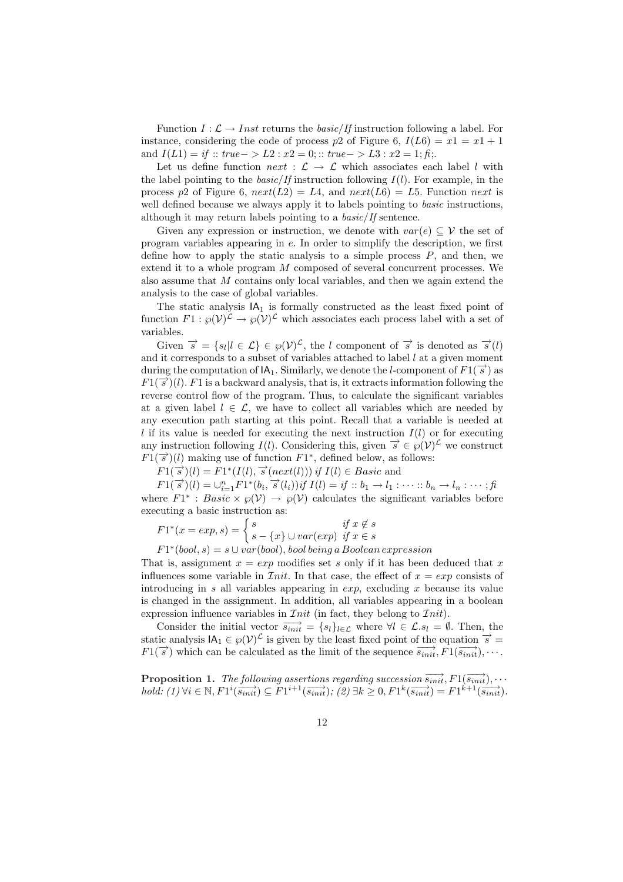Function $I : \mathcal{L} \rightarrow Inst$ returns the *basic/If* instruction following a label. For instance, considering the code of process $p2$ of Figure 6, $I(L6) = x1 = x1 + 1$ and $I(L1) = if :: true-> L2 : x2 = 0; :: true-> L3 : x2 = 1; fi;$.

Let us define function $next : \mathcal{L} \rightarrow \mathcal{L}$ which associates each label $l$ with the label pointing to the *basic/If* instruction following $I(l)$. For example, in the process $p2$ of Figure 6, $next(L2) = L4$, and $next(L6) = L5$. Function $next$ is well defined because we always apply it to labels pointing to *basic* instructions, although it may return labels pointing to a *basic/If* sentence.

Given any expression or instruction, we denote with $var(e) \subseteq \mathcal{V}$ the set of program variables appearing in $e$. In order to simplify the description, we first define how to apply the static analysis to a simple process $P$, and then, we extend it to a whole program $M$ composed of several concurrent processes. We also assume that $M$ contains only local variables, and then we again extend the analysis to the case of global variables.

The static analysis $\mathsf{IA}_1$ is formally constructed as the least fixed point of function $F1 : \wp(\mathcal{V})^{\mathcal{L}} \rightarrow \wp(\mathcal{V})^{\mathcal{L}}$ which associates each process label with a set of variables.

Given $\overrightarrow{s} = \{s_l | l \in \mathcal{L}\} \in \wp(\mathcal{V})^{\mathcal{L}}$, the $l$ component of $\overrightarrow{s}$ is denoted as $\overrightarrow{s}(l)$ and it corresponds to a subset of variables attached to label $l$ at a given moment during the computation of $\mathsf{IA}_1$. Similarly, we denote the $l$-component of $F1(\overrightarrow{s})$ as $F1(\overrightarrow{s})(l)$. $F1$ is a backward analysis, that is, it extracts information following the reverse control flow of the program. Thus, to calculate the significant variables at a given label $l \in \mathcal{L}$, we have to collect all variables which are needed by any execution path starting at this point. Recall that a variable is needed at $l$ if its value is needed for executing the next instruction $I(l)$ or for executing any instruction following $I(l)$. Considering this, given $\overrightarrow{s} \in \wp(\mathcal{V})^{\mathcal{L}}$ we construct $F1(\overrightarrow{s})(l)$ making use of function $F1^*$, defined below, as follows:

$F1(\overrightarrow{s})(l) = F1^*(I(l), \overrightarrow{s}(next(l)))$ *if* $I(l) \in Basic$ and

$F1(\overrightarrow{s})(l) = \cup_{i=1}^{n} F1^*(b_i, \overrightarrow{s}(l_i))$ *if* $I(l) = if :: b_1 \rightarrow l_1 : \cdots :: b_n \rightarrow l_n : \cdots ; fi$

where $F1^* : Basic \times \wp(\mathcal{V}) \rightarrow \wp(\mathcal{V})$ calculates the significant variables before executing a basic instruction as:

$$F1^*(x = exp, s) = \begin{cases} s & if\ x \notin s \\ s - \{x\} \cup var(exp) & if\ x \in s \end{cases}$$

$F1^*(bool, s) = s \cup var(bool)$, *bool being a Boolean expression*

That is, assignment $x = exp$ modifies set $s$ only if it has been deduced that $x$ influences some variable in $\mathcal{I}nit$. In that case, the effect of $x = exp$ consists of introducing in $s$ all variables appearing in $exp$, excluding $x$ because its value is changed in the assignment. In addition, all variables appearing in a boolean expression influence variables in $\mathcal{I}nit$ (in fact, they belong to $\mathcal{I}nit$).

Consider the initial vector $\overrightarrow{s_{init}} = \{s_l\}_{l \in \mathcal{L}}$ where $\forall l \in \mathcal{L}. s_l = \emptyset$. Then, the static analysis $\mathsf{IA}_1 \in \wp(\mathcal{V})^{\mathcal{L}}$ is given by the least fixed point of the equation $\overrightarrow{s} = F1(\overrightarrow{s})$ which can be calculated as the limit of the sequence $\overrightarrow{s_{init}}, F1(\overrightarrow{s_{init}}), \cdots$.

**Proposition 1.** *The following assertions regarding succession* $\overrightarrow{s_{init}}, F1(\overrightarrow{s_{init}}), \cdots$ *hold: (1)* $\forall i \in \mathbb{N}, F1^i(\overrightarrow{s_{init}}) \subseteq F1^{i+1}(\overrightarrow{s_{init}})$*; (2)* $\exists k \geq 0, F1^k(\overrightarrow{s_{init}}) = F1^{k+1}(\overrightarrow{s_{init}})$.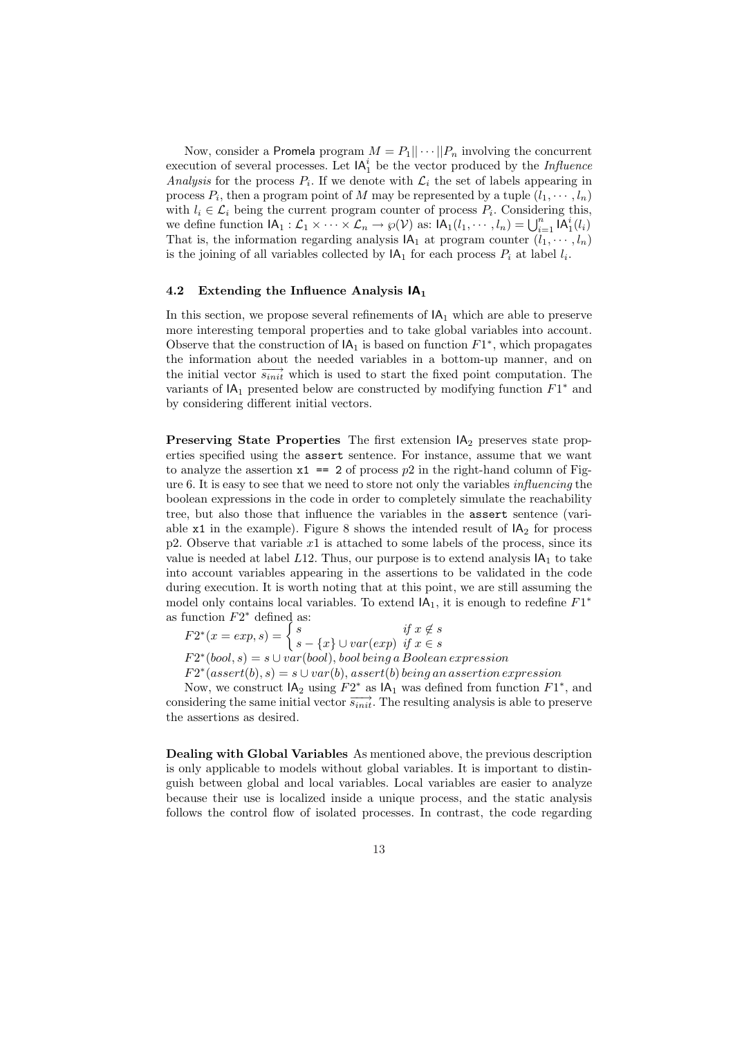Now, consider a Promela program $M = P_1 || \cdots || P_n$ involving the concurrent execution of several processes. Let $\mathsf{IA}_1^i$ be the vector produced by the *Influence Analysis* for the process $P_i$. If we denote with $\mathcal{L}_i$ the set of labels appearing in process $P_i$, then a program point of $M$ may be represented by a tuple $(l_1, \cdots, l_n)$ with $l_i \in \mathcal{L}_i$ being the current program counter of process $P_i$. Considering this, we define function $\mathsf{IA}_1 : \mathcal{L}_1 \times \cdots \times \mathcal{L}_n \rightarrow \wp(\mathcal{V})$ as: $\mathsf{IA}_1(l_1, \cdots, l_n) = \bigcup_{i=1}^{n} \mathsf{IA}_1^i(l_i)$ That is, the information regarding analysis $\mathsf{IA}_1$ at program counter $(l_1, \cdots, l_n)$ is the joining of all variables collected by $\mathsf{IA}_1$ for each process $P_i$ at label $l_i$.

### 4.2 Extending the Influence Analysis $\mathsf{IA}_1$

In this section, we propose several refinements of $\mathsf{IA}_1$ which are able to preserve more interesting temporal properties and to take global variables into account. Observe that the construction of $\mathsf{IA}_1$ is based on function $F1^*$, which propagates the information about the needed variables in a bottom-up manner, and on the initial vector $\overrightarrow{s_{init}}$ which is used to start the fixed point computation. The variants of $\mathsf{IA}_1$ presented below are constructed by modifying function $F1^*$ and by considering different initial vectors.

**Preserving State Properties** The first extension $\mathsf{IA}_2$ preserves state properties specified using the `assert` sentence. For instance, assume that we want to analyze the assertion `x1 == 2` of process $p2$ in the right-hand column of Figure 6. It is easy to see that we need to store not only the variables *influencing* the boolean expressions in the code in order to completely simulate the reachability tree, but also those that influence the variables in the `assert` sentence (variable `x1` in the example). Figure 8 shows the intended result of $\mathsf{IA}_2$ for process p2. Observe that variable $x1$ is attached to some labels of the process, since its value is needed at label $L12$. Thus, our purpose is to extend analysis $\mathsf{IA}_1$ to take into account variables appearing in the assertions to be validated in the code during execution. It is worth noting that at this point, we are still assuming the model only contains local variables. To extend $\mathsf{IA}_1$, it is enough to redefine $F1^*$ as function $F2^*$ defined as:

$$F2^*(x = exp, s) = \begin{cases} s & \textit{if } x \notin s \\ s - \{x\} \cup var(exp) & \textit{if } x \in s \end{cases}$$

$$F2^*(bool, s) = s \cup var(bool), \textit{bool being a Boolean expression}$$

$$F2^*(assert(b), s) = s \cup var(b), \textit{assert(b) being an assertion expression}$$

Now, we construct $\mathsf{IA}_2$ using $F2^*$ as $\mathsf{IA}_1$ was defined from function $F1^*$, and considering the same initial vector $\overrightarrow{s_{init}}$. The resulting analysis is able to preserve the assertions as desired.

**Dealing with Global Variables** As mentioned above, the previous description is only applicable to models without global variables. It is important to distinguish between global and local variables. Local variables are easier to analyze because their use is localized inside a unique process, and the static analysis follows the control flow of isolated processes. In contrast, the code regarding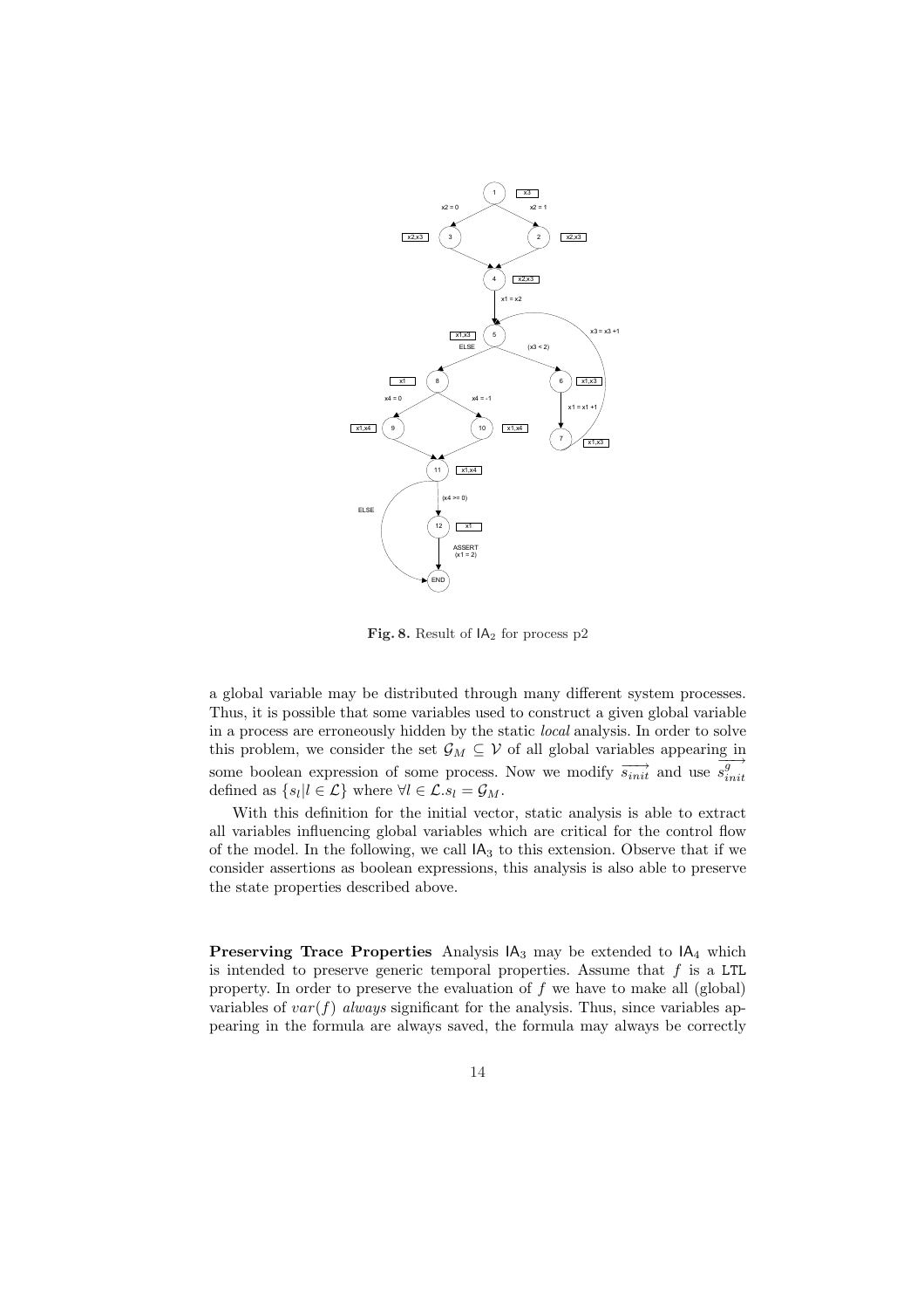**Fig. 8.** Result of $\mathsf{IA}_2$ for process p2

a global variable may be distributed through many different system processes. Thus, it is possible that some variables used to construct a given global variable in a process are erroneously hidden by the static *local* analysis. In order to solve this problem, we consider the set $\mathcal{G}_M \subseteq \mathcal{V}$ of all global variables appearing in some boolean expression of some process. Now we modify $\overrightarrow{s_{init}}$ and use $\overrightarrow{s^g_{init}}$ defined as $\{s_l | l \in \mathcal{L}\}$ where $\forall l \in \mathcal{L}. s_l = \mathcal{G}_M$.

With this definition for the initial vector, static analysis is able to extract all variables influencing global variables which are critical for the control flow of the model. In the following, we call $\mathsf{IA}_3$ to this extension. Observe that if we consider assertions as boolean expressions, this analysis is also able to preserve the state properties described above.

**Preserving Trace Properties** Analysis $\mathsf{IA}_3$ may be extended to $\mathsf{IA}_4$ which is intended to preserve generic temporal properties. Assume that $f$ is a LTL property. In order to preserve the evaluation of $f$ we have to make all (global) variables of $var(f)$ *always* significant for the analysis. Thus, since variables appearing in the formula are always saved, the formula may always be correctly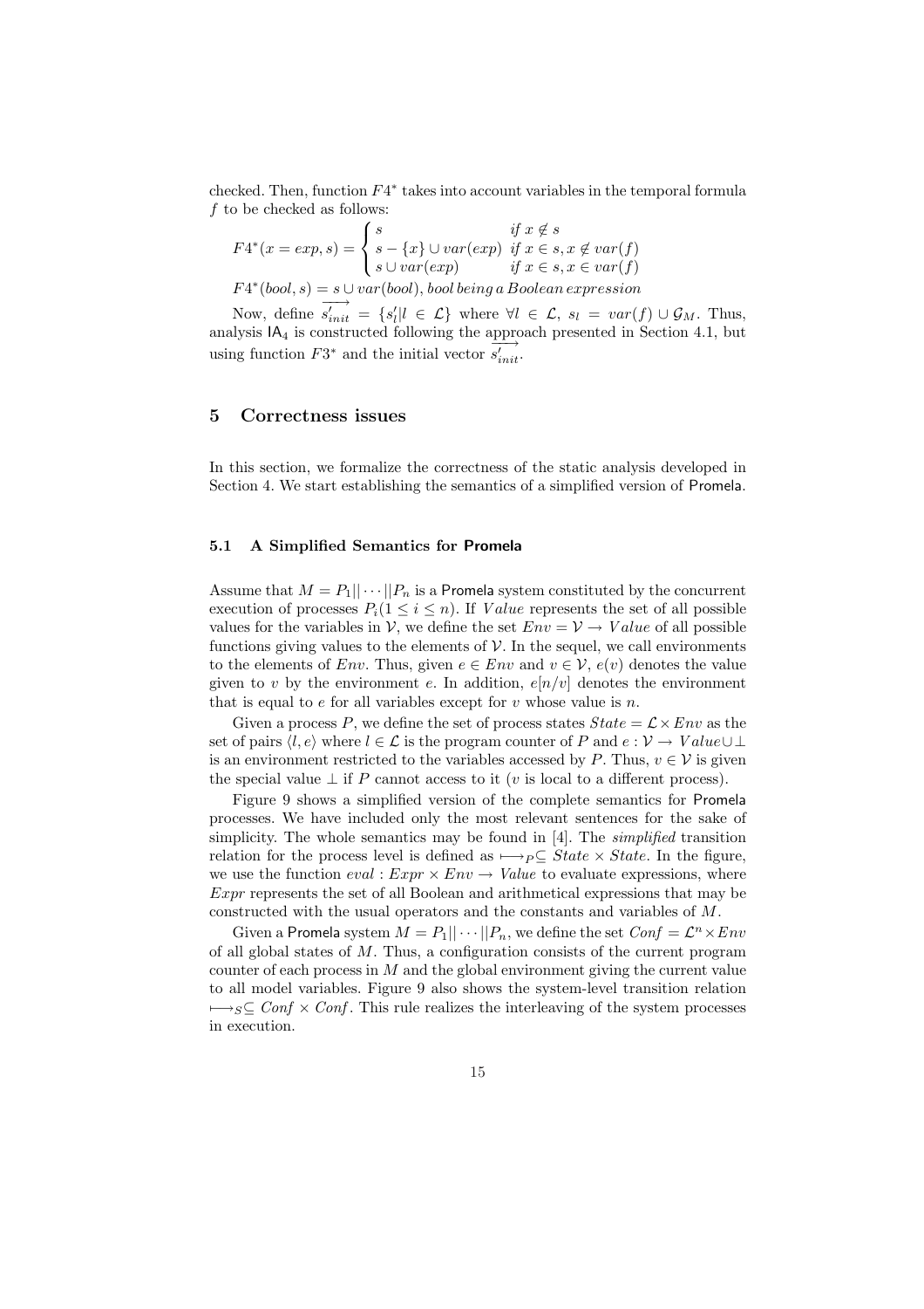checked. Then, function $F4^*$ takes into account variables in the temporal formula $f$ to be checked as follows:

$$F4^*(x = exp, s) = \begin{cases} s & \textit{if } x \notin s \\ s - \{x\} \cup var(exp) & \textit{if } x \in s, x \notin var(f) \\ s \cup var(exp) & \textit{if } x \in s, x \in var(f) \end{cases}$$

$F4^*(bool, s) = s \cup var(bool)$, *bool being a Boolean expression*

Now, define $\overrightarrow{s'_{init}} = \{s'_l | l \in \mathcal{L}\}$ where $\forall l \in \mathcal{L}$, $s_l = var(f) \cup \mathcal{G}_M$. Thus, analysis $\mathsf{IA}_4$ is constructed following the approach presented in Section 4.1, but using function $F3^*$ and the initial vector $\overrightarrow{s'_{init}}$.

## 5 Correctness issues

In this section, we formalize the correctness of the static analysis developed in Section 4. We start establishing the semantics of a simplified version of Promela.

### 5.1 A Simplified Semantics for Promela

Assume that $M = P_1 || \cdots || P_n$ is a Promela system constituted by the concurrent execution of processes $P_i (1 \leq i \leq n)$. If $Value$ represents the set of all possible values for the variables in $\mathcal{V}$, we define the set $Env = \mathcal{V} \rightarrow Value$ of all possible functions giving values to the elements of $\mathcal{V}$. In the sequel, we call environments to the elements of $Env$. Thus, given $e \in Env$ and $v \in \mathcal{V}$, $e(v)$ denotes the value given to $v$ by the environment $e$. In addition, $e[n/v]$ denotes the environment that is equal to $e$ for all variables except for $v$ whose value is $n$.

Given a process $P$, we define the set of process states $State = \mathcal{L} \times Env$ as the set of pairs $\langle l, e \rangle$ where $l \in \mathcal{L}$ is the program counter of $P$ and $e : \mathcal{V} \rightarrow Value \cup \perp$ is an environment restricted to the variables accessed by $P$. Thus, $v \in \mathcal{V}$ is given the special value $\perp$ if $P$ cannot access to it ($v$ is local to a different process).

Figure 9 shows a simplified version of the complete semantics for Promela processes. We have included only the most relevant sentences for the sake of simplicity. The whole semantics may be found in [4]. The *simplified* transition relation for the process level is defined as $\longmapsto_P \subseteq State \times State$. In the figure, we use the function $eval : Expr \times Env \rightarrow Value$ to evaluate expressions, where $Expr$ represents the set of all Boolean and arithmetical expressions that may be constructed with the usual operators and the constants and variables of $M$.

Given a Promela system $M = P_1 || \cdots || P_n$, we define the set $Conf = \mathcal{L}^n \times Env$ of all global states of $M$. Thus, a configuration consists of the current program counter of each process in $M$ and the global environment giving the current value to all model variables. Figure 9 also shows the system-level transition relation $\longmapsto_S \subseteq Conf \times Conf$. This rule realizes the interleaving of the system processes in execution.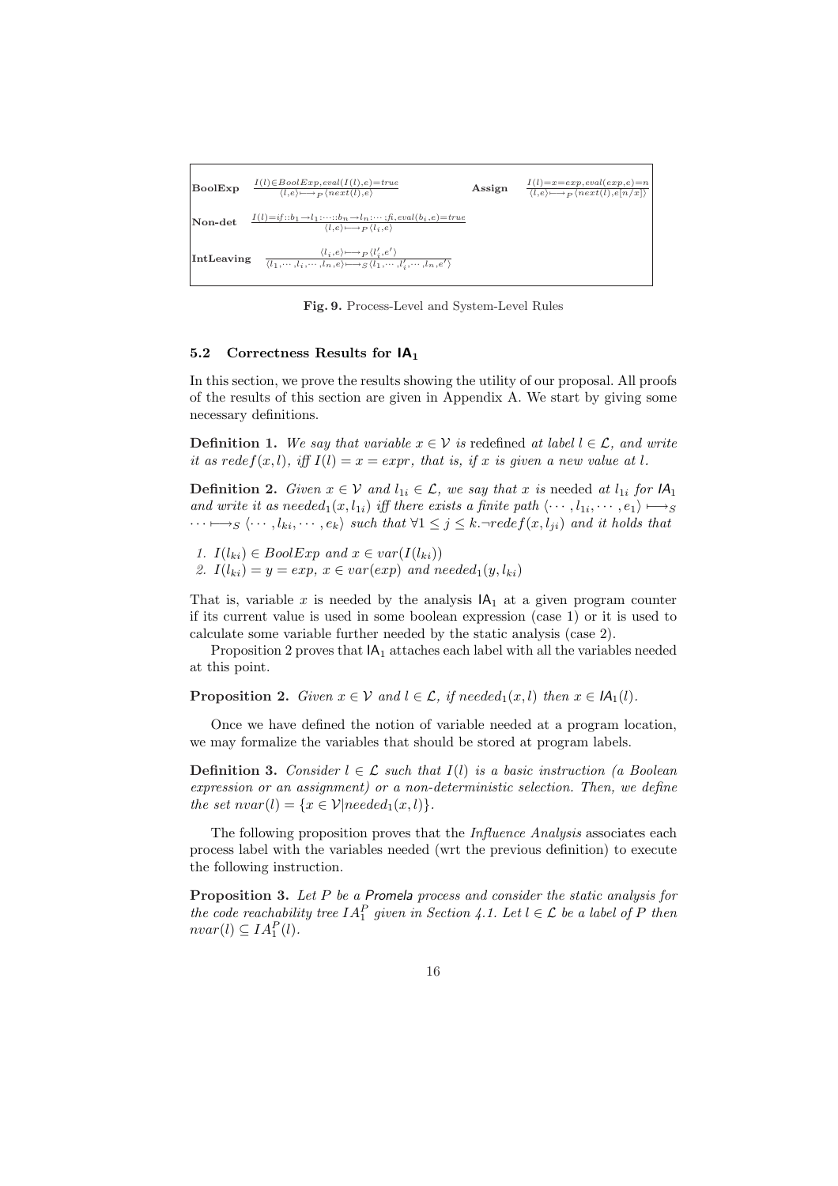| | | | |
|---|---|---|---|
| **BoolExp** | $\dfrac{I(l) \in BoolExp, eval(I(l),e)=true}{\langle l,e\rangle \longmapsto_P \langle next(l),e\rangle}$ | **Assign** | $\dfrac{I(l)=x{=}exp, eval(exp,e)=n}{\langle l,e\rangle \longmapsto_P \langle next(l),e[n/x]\rangle}$ |
| **Non-det** | $\dfrac{I(l)=if::b_1 \rightarrow l_1:\cdots::b_n \rightarrow l_n:\cdots;fi, eval(b_i,e)=true}{\langle l,e\rangle \longmapsto_P \langle l_i,e\rangle}$ | | |
| **IntLeaving** | $\dfrac{\langle l_i,e\rangle \longmapsto_P \langle l_i',e'\rangle}{\langle l_1,\cdots,l_i,\cdots,l_n,e\rangle \longmapsto_S \langle l_1,\cdots,l_i',\cdots,l_n,e'\rangle}$ | | |

**Fig. 9.** Process-Level and System-Level Rules

### 5.2 Correctness Results for $\mathsf{IA}_1$

In this section, we prove the results showing the utility of our proposal. All proofs of the results of this section are given in Appendix A. We start by giving some necessary definitions.

**Definition 1.** *We say that variable $x \in \mathcal{V}$ is* redefined *at label $l \in \mathcal{L}$, and write it as $redef(x,l)$, iff $I(l) = x = expr$, that is, if $x$ is given a new value at $l$.*

**Definition 2.** *Given $x \in \mathcal{V}$ and $l_{1i} \in \mathcal{L}$, we say that $x$ is* needed *at $l_{1i}$ for $\mathsf{IA}_1$ and write it as $needed_1(x, l_{1i})$ iff there exists a finite path $\langle \cdots, l_{1i}, \cdots, e_1\rangle \longmapsto_S \cdots \longmapsto_S \langle \cdots, l_{ki}, \cdots, e_k\rangle$ such that $\forall 1 \leq j \leq k. \neg redef(x, l_{ji})$ and it holds that*

1. *$I(l_{ki}) \in BoolExp$ and $x \in var(I(l_{ki}))$*
2. *$I(l_{ki}) = y = exp$, $x \in var(exp)$ and $needed_1(y, l_{ki})$*

That is, variable $x$ is needed by the analysis $\mathsf{IA}_1$ at a given program counter if its current value is used in some boolean expression (case 1) or it is used to calculate some variable further needed by the static analysis (case 2).

Proposition 2 proves that $\mathsf{IA}_1$ attaches each label with all the variables needed at this point.

**Proposition 2.** *Given $x \in \mathcal{V}$ and $l \in \mathcal{L}$, if $needed_1(x,l)$ then $x \in \mathsf{IA}_1(l)$.*

Once we have defined the notion of variable needed at a program location, we may formalize the variables that should be stored at program labels.

**Definition 3.** *Consider $l \in \mathcal{L}$ such that $I(l)$ is a basic instruction (a Boolean expression or an assignment) or a non-deterministic selection. Then, we define the set $nvar(l) = \{x \in \mathcal{V} | needed_1(x,l)\}$.*

The following proposition proves that the *Influence Analysis* associates each process label with the variables needed (wrt the previous definition) to execute the following instruction.

**Proposition 3.** *Let $P$ be a* Promela *process and consider the static analysis for the code reachability tree $IA_1^P$ given in Section 4.1. Let $l \in \mathcal{L}$ be a label of $P$ then $nvar(l) \subseteq IA_1^P(l)$.*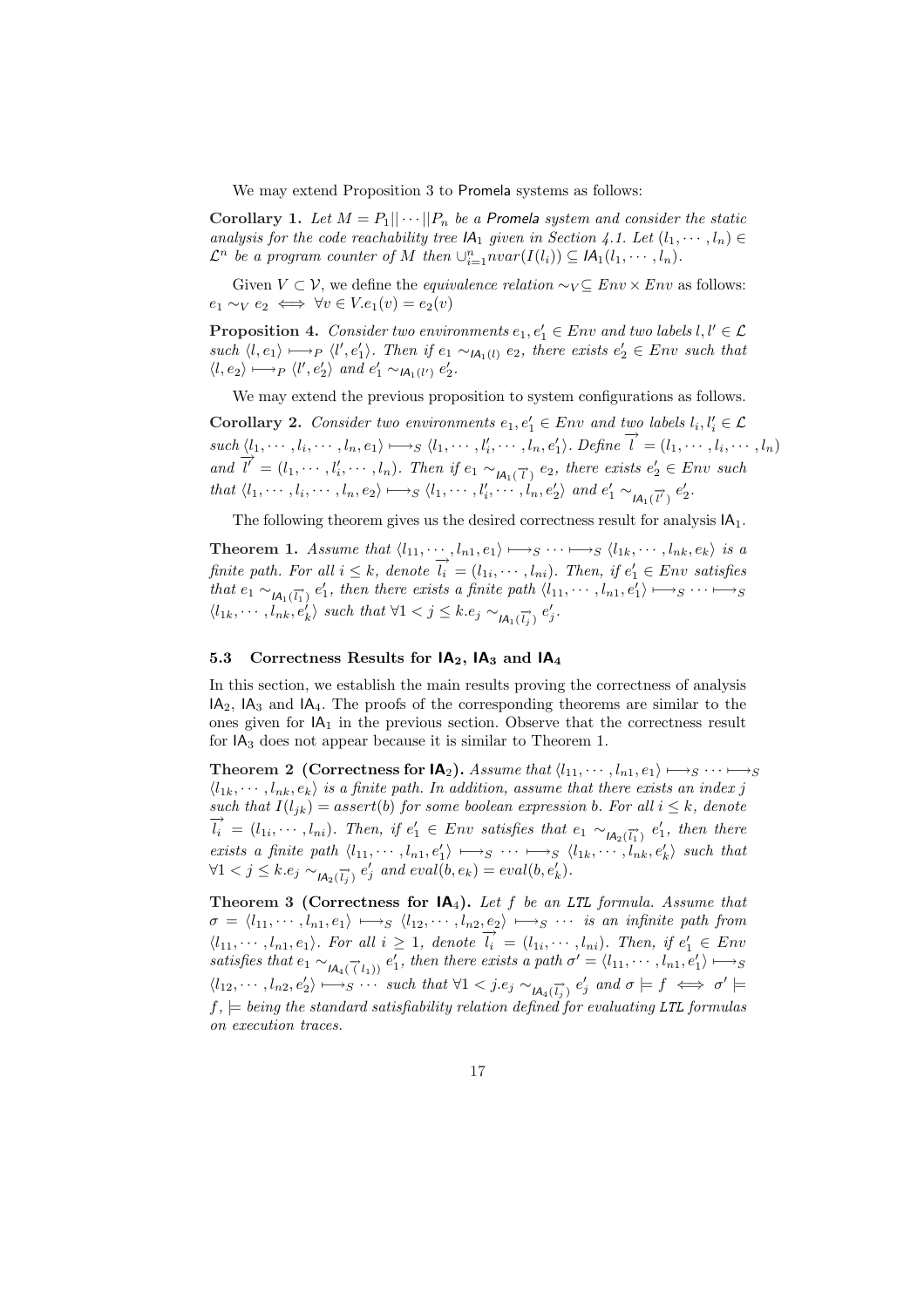We may extend Proposition 3 to Promela systems as follows:

**Corollary 1.** *Let $M = P_1||\cdots||P_n$ be a Promela system and consider the static analysis for the code reachability tree $\mathsf{IA}_1$ given in Section 4.1. Let $(l_1, \cdots, l_n) \in \mathcal{L}^n$ be a program counter of $M$ then $\cup_{i=1}^{n} nvar(I(l_i)) \subseteq \mathsf{IA}_1(l_1, \cdots, l_n)$.*

Given $V \subset \mathcal{V}$, we define the *equivalence relation* $\sim_V \subseteq Env \times Env$ as follows: $e_1 \sim_V e_2 \iff \forall v \in V. e_1(v) = e_2(v)$

**Proposition 4.** *Consider two environments $e_1, e_1' \in Env$ and two labels $l, l' \in \mathcal{L}$ such $\langle l, e_1 \rangle \longmapsto_P \langle l', e_1' \rangle$. Then if $e_1 \sim_{\mathsf{IA}_1(l)} e_2$, there exists $e_2' \in Env$ such that $\langle l, e_2 \rangle \longmapsto_P \langle l', e_2' \rangle$ and $e_1' \sim_{\mathsf{IA}_1(l')} e_2'$.*

We may extend the previous proposition to system configurations as follows.

**Corollary 2.** *Consider two environments $e_1, e_1' \in Env$ and two labels $l_i, l_i' \in \mathcal{L}$ such $\langle l_1, \cdots, l_i, \cdots, l_n, e_1 \rangle \longmapsto_S \langle l_1, \cdots, l_i', \cdots, l_n, e_1' \rangle$. Define $\overrightarrow{l} = (l_1, \cdots, l_i, \cdots, l_n)$ and $\overrightarrow{l'} = (l_1, \cdots, l_i', \cdots, l_n)$. Then if $e_1 \sim_{\mathsf{IA}_1(\overrightarrow{l})} e_2$, there exists $e_2' \in Env$ such that $\langle l_1, \cdots, l_i, \cdots, l_n, e_2 \rangle \longmapsto_S \langle l_1, \cdots, l_i', \cdots, l_n, e_2' \rangle$ and $e_1' \sim_{\mathsf{IA}_1(\overrightarrow{l'})} e_2'$.*

The following theorem gives us the desired correctness result for analysis $\mathsf{IA}_1$.

**Theorem 1.** *Assume that $\langle l_{11}, \cdots, l_{n1}, e_1 \rangle \longmapsto_S \cdots \longmapsto_S \langle l_{1k}, \cdots, l_{nk}, e_k \rangle$ is a finite path. For all $i \leq k$, denote $\overrightarrow{l_i} = (l_{1i}, \cdots, l_{ni})$. Then, if $e_1' \in Env$ satisfies that $e_1 \sim_{\mathsf{IA}_1(\overrightarrow{l_1})} e_1'$, then there exists a finite path $\langle l_{11}, \cdots, l_{n1}, e_1' \rangle \longmapsto_S \cdots \longmapsto_S \langle l_{1k}, \cdots, l_{nk}, e_k' \rangle$ such that $\forall 1 < j \leq k. e_j \sim_{\mathsf{IA}_1(\overrightarrow{l_j})} e_j'$.*

### 5.3 Correctness Results for $\mathsf{IA}_2$, $\mathsf{IA}_3$ and $\mathsf{IA}_4$

In this section, we establish the main results proving the correctness of analysis $\mathsf{IA}_2$, $\mathsf{IA}_3$ and $\mathsf{IA}_4$. The proofs of the corresponding theorems are similar to the ones given for $\mathsf{IA}_1$ in the previous section. Observe that the correctness result for $\mathsf{IA}_3$ does not appear because it is similar to Theorem 1.

**Theorem 2 (Correctness for $\mathsf{IA}_2$).** *Assume that $\langle l_{11}, \cdots, l_{n1}, e_1 \rangle \longmapsto_S \cdots \longmapsto_S \langle l_{1k}, \cdots, l_{nk}, e_k \rangle$ is a finite path. In addition, assume that there exists an index $j$ such that $I(l_{jk}) = assert(b)$ for some boolean expression $b$. For all $i \leq k$, denote $\overrightarrow{l_i} = (l_{1i}, \cdots, l_{ni})$. Then, if $e_1' \in Env$ satisfies that $e_1 \sim_{\mathsf{IA}_2(\overrightarrow{l_1})} e_1'$, then there exists a finite path $\langle l_{11}, \cdots, l_{n1}, e_1' \rangle \longmapsto_S \cdots \longmapsto_S \langle l_{1k}, \cdots, l_{nk}, e_k' \rangle$ such that $\forall 1 < j \leq k. e_j \sim_{\mathsf{IA}_2(\overrightarrow{l_j})} e_j'$ and $eval(b, e_k) = eval(b, e_k')$.*

**Theorem 3 (Correctness for $\mathsf{IA}_4$).** *Let $f$ be an LTL formula. Assume that $\sigma = \langle l_{11}, \cdots, l_{n1}, e_1 \rangle \longmapsto_S \langle l_{12}, \cdots, l_{n2}, e_2 \rangle \longmapsto_S \cdots$ is an infinite path from $\langle l_{11}, \cdots, l_{n1}, e_1 \rangle$. For all $i \geq 1$, denote $\overrightarrow{l_i} = (l_{1i}, \cdots, l_{ni})$. Then, if $e_1' \in Env$ satisfies that $e_1 \sim_{\mathsf{IA}_4(\overrightarrow{(l}_1))} e_1'$, then there exists a path $\sigma' = \langle l_{11}, \cdots, l_{n1}, e_1' \rangle \longmapsto_S \langle l_{12}, \cdots, l_{n2}, e_2' \rangle \longmapsto_S \cdots$ such that $\forall 1 < j. e_j \sim_{\mathsf{IA}_4(\overrightarrow{l_j})} e_j'$ and $\sigma \models f \iff \sigma' \models f$, $\models$ being the standard satisfiability relation defined for evaluating LTL formulas on execution traces.*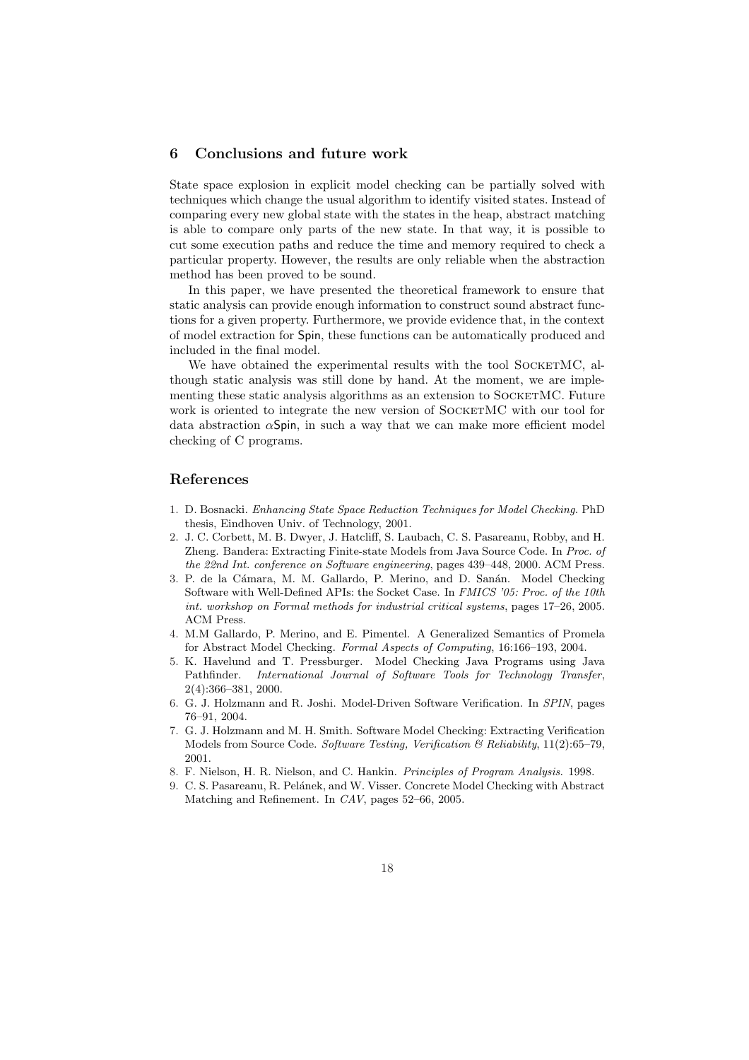## 6 Conclusions and future work

State space explosion in explicit model checking can be partially solved with techniques which change the usual algorithm to identify visited states. Instead of comparing every new global state with the states in the heap, abstract matching is able to compare only parts of the new state. In that way, it is possible to cut some execution paths and reduce the time and memory required to check a particular property. However, the results are only reliable when the abstraction method has been proved to be sound.

In this paper, we have presented the theoretical framework to ensure that static analysis can provide enough information to construct sound abstract functions for a given property. Furthermore, we provide evidence that, in the context of model extraction for Spin, these functions can be automatically produced and included in the final model.

We have obtained the experimental results with the tool SocketMC, although static analysis was still done by hand. At the moment, we are implementing these static analysis algorithms as an extension to SocketMC. Future work is oriented to integrate the new version of SocketMC with our tool for data abstraction $\alpha$Spin, in such a way that we can make more efficient model checking of C programs.

## References

1. D. Bosnacki. *Enhancing State Space Reduction Techniques for Model Checking*. PhD thesis, Eindhoven Univ. of Technology, 2001.
2. J. C. Corbett, M. B. Dwyer, J. Hatcliff, S. Laubach, C. S. Pasareanu, Robby, and H. Zheng. Bandera: Extracting Finite-state Models from Java Source Code. In *Proc. of the 22nd Int. conference on Software engineering*, pages 439–448, 2000. ACM Press.
3. P. de la Cámara, M. M. Gallardo, P. Merino, and D. Sanán. Model Checking Software with Well-Defined APIs: the Socket Case. In *FMICS '05: Proc. of the 10th int. workshop on Formal methods for industrial critical systems*, pages 17–26, 2005. ACM Press.
4. M.M Gallardo, P. Merino, and E. Pimentel. A Generalized Semantics of Promela for Abstract Model Checking. *Formal Aspects of Computing*, 16:166–193, 2004.
5. K. Havelund and T. Pressburger. Model Checking Java Programs using Java Pathfinder. *International Journal of Software Tools for Technology Transfer*, 2(4):366–381, 2000.
6. G. J. Holzmann and R. Joshi. Model-Driven Software Verification. In *SPIN*, pages 76–91, 2004.
7. G. J. Holzmann and M. H. Smith. Software Model Checking: Extracting Verification Models from Source Code. *Software Testing, Verification & Reliability*, 11(2):65–79, 2001.
8. F. Nielson, H. R. Nielson, and C. Hankin. *Principles of Program Analysis.* 1998.
9. C. S. Pasareanu, R. Pelánek, and W. Visser. Concrete Model Checking with Abstract Matching and Refinement. In *CAV*, pages 52–66, 2005.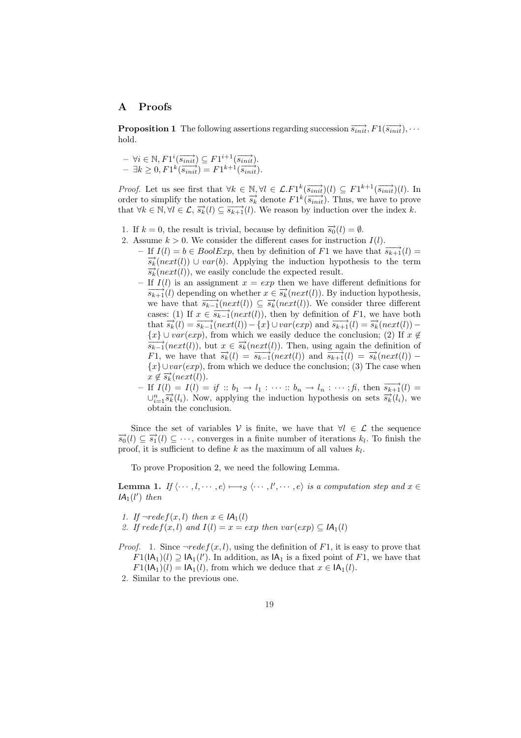## A Proofs

**Proposition 1** The following assertions regarding succession $\overrightarrow{s_{init}}, F1(\overrightarrow{s_{init}}), \cdots$ hold.

- $\forall i \in \mathbb{N}, F1^i(\overrightarrow{s_{init}}) \subseteq F1^{i+1}(\overrightarrow{s_{init}})$.
- $\exists k \geq 0, F1^k(\overrightarrow{s_{init}}) = F1^{k+1}(\overrightarrow{s_{init}})$.

*Proof.* Let us see first that $\forall k \in \mathbb{N}, \forall l \in \mathcal{L}. F1^k(\overrightarrow{s_{init}})(l) \subseteq F1^{k+1}(\overrightarrow{s_{init}})(l)$. In order to simplify the notation, let $\overrightarrow{s_k}$ denote $F1^k(\overrightarrow{s_{init}})$. Thus, we have to prove that $\forall k \in \mathbb{N}, \forall l \in \mathcal{L}, \overrightarrow{s_k}(l) \subseteq \overrightarrow{s_{k+1}}(l)$. We reason by induction over the index $k$.

1. If $k = 0$, the result is trivial, because by definition $\overrightarrow{s_0}(l) = \emptyset$.
2. Assume $k > 0$. We consider the different cases for instruction $I(l)$.
   - If $I(l) = b \in BoolExp$, then by definition of $F1$ we have that $\overrightarrow{s_{k+1}}(l) = \overrightarrow{s_k}(next(l)) \cup var(b)$. Applying the induction hypothesis to the term $\overrightarrow{s_k}(next(l))$, we easily conclude the expected result.
   - If $I(l)$ is an assignment $x = exp$ then we have different definitions for $\overrightarrow{s_{k+1}}(l)$ depending on whether $x \in \overrightarrow{s_k}(next(l))$. By induction hypothesis, we have that $\overrightarrow{s_{k-1}}(next(l)) \subseteq \overrightarrow{s_k}(next(l))$. We consider three different cases: (1) If $x \in \overrightarrow{s_{k-1}}(next(l))$, then by definition of $F1$, we have both that $\overrightarrow{s_k}(l) = \overrightarrow{s_{k-1}}(next(l)) - \{x\} \cup var(exp)$ and $\overrightarrow{s_{k+1}}(l) = \overrightarrow{s_k}(next(l)) - \{x\} \cup var(exp)$, from which we easily deduce the conclusion; (2) If $x \notin \overrightarrow{s_{k-1}}(next(l))$, but $x \in \overrightarrow{s_k}(next(l))$. Then, using again the definition of $F1$, we have that $\overrightarrow{s_k}(l) = \overrightarrow{s_{k-1}}(next(l))$ and $\overrightarrow{s_{k+1}}(l) = \overrightarrow{s_k}(next(l)) - \{x\} \cup var(exp)$, from which we deduce the conclusion; (3) The case when $x \notin \overrightarrow{s_k}(next(l))$.
   - If $I(l) = I(l) = \mathit{if} :: b_1 \rightarrow l_1 : \cdots :: b_n \rightarrow l_n : \cdots ; \mathit{fi}$, then $\overrightarrow{s_{k+1}}(l) = \cup_{i=1}^{n} \overrightarrow{s_k}(l_i)$. Now, applying the induction hypothesis on sets $\overrightarrow{s_k}(l_i)$, we obtain the conclusion.

Since the set of variables $\mathcal{V}$ is finite, we have that $\forall l \in \mathcal{L}$ the sequence $\overrightarrow{s_0}(l) \subseteq \overrightarrow{s_1}(l) \subseteq \cdots$, converges in a finite number of iterations $k_l$. To finish the proof, it is sufficient to define $k$ as the maximum of all values $k_l$.

To prove Proposition 2, we need the following Lemma.

**Lemma 1.** *If $\langle \cdots, l, \cdots, e \rangle \longmapsto_S \langle \cdots, l', \cdots, e \rangle$ is a computation step and $x \in \mathsf{IA}_1(l')$ then*

1. *If $\neg redef(x, l)$ then $x \in \mathsf{IA}_1(l)$*
2. *If $redef(x, l)$ and $I(l) = x = exp$ then $var(exp) \subseteq \mathsf{IA}_1(l)$*

*Proof.*
1. Since $\neg redef(x, l)$, using the definition of $F1$, it is easy to prove that $F1(\mathsf{IA}_1)(l) \supseteq \mathsf{IA}_1(l')$. In addition, as $\mathsf{IA}_1$ is a fixed point of $F1$, we have that $F1(\mathsf{IA}_1)(l) = \mathsf{IA}_1(l)$, from which we deduce that $x \in \mathsf{IA}_1(l)$.
2. Similar to the previous one.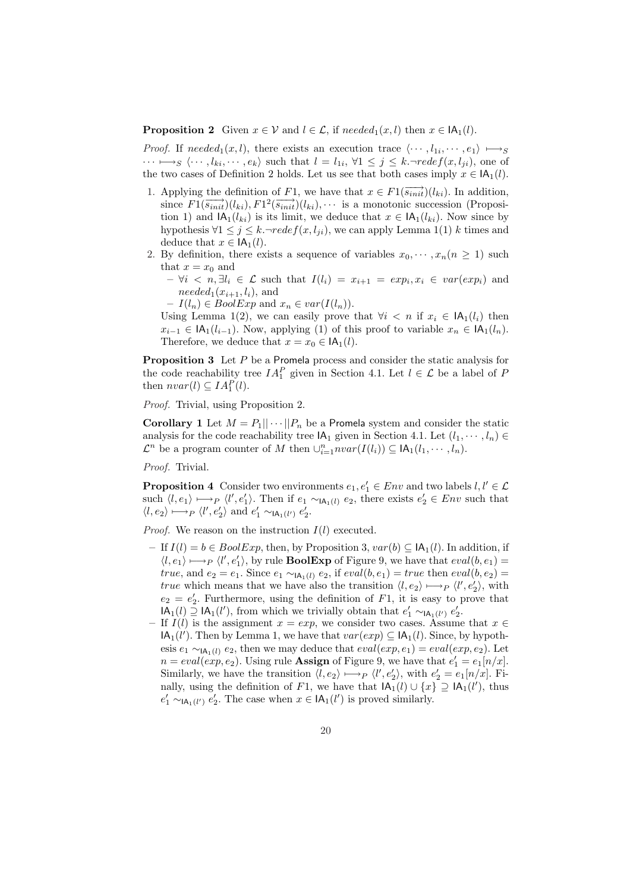**Proposition 2** Given $x \in \mathcal{V}$ and $l \in \mathcal{L}$, if $needed_1(x,l)$ then $x \in \mathsf{IA}_1(l)$.

*Proof.* If $needed_1(x,l)$, there exists an execution trace $\langle \cdots, l_{1i}, \cdots, e_1\rangle \longmapsto_S \cdots \longmapsto_S \langle \cdots, l_{ki}, \cdots, e_k\rangle$ such that $l = l_{1i}$, $\forall 1 \leq j \leq k. \neg redef(x, l_{ji})$, one of the two cases of Definition 2 holds. Let us see that both cases imply $x \in \mathsf{IA}_1(l)$.

1. Applying the definition of $F1$, we have that $x \in F1(\overrightarrow{s_{init}})(l_{ki})$. In addition, since $F1(\overrightarrow{s_{init}})(l_{ki}), F1^2(\overrightarrow{s_{init}})(l_{ki}), \cdots$ is a monotonic succession (Proposition 1) and $\mathsf{IA}_1(l_{ki})$ is its limit, we deduce that $x \in \mathsf{IA}_1(l_{ki})$. Now since by hypothesis $\forall 1 \leq j \leq k. \neg redef(x, l_{ji})$, we can apply Lemma 1(1) $k$ times and deduce that $x \in \mathsf{IA}_1(l)$.
2. By definition, there exists a sequence of variables $x_0, \cdots, x_n (n \geq 1)$ such that $x = x_0$ and
   - $\forall i < n, \exists l_i \in \mathcal{L}$ such that $I(l_i) = x_{i+1} = exp_i, x_i \in var(exp_i)$ and $needed_1(x_{i+1}, l_i)$, and
   - $I(l_n) \in BoolExp$ and $x_n \in var(I(l_n))$.

   Using Lemma 1(2), we can easily prove that $\forall i < n$ if $x_i \in \mathsf{IA}_1(l_i)$ then $x_{i-1} \in \mathsf{IA}_1(l_{i-1})$. Now, applying (1) of this proof to variable $x_n \in \mathsf{IA}_1(l_n)$. Therefore, we deduce that $x = x_0 \in \mathsf{IA}_1(l)$.

**Proposition 3** Let $P$ be a Promela process and consider the static analysis for the code reachability tree $IA_1^P$ given in Section 4.1. Let $l \in \mathcal{L}$ be a label of $P$ then $nvar(l) \subseteq IA_1^P(l)$.

*Proof.* Trivial, using Proposition 2.

**Corollary 1** Let $M = P_1 || \cdots || P_n$ be a Promela system and consider the static analysis for the code reachability tree $\mathsf{IA}_1$ given in Section 4.1. Let $(l_1, \cdots, l_n) \in \mathcal{L}^n$ be a program counter of $M$ then $\cup_{i=1}^n nvar(I(l_i)) \subseteq \mathsf{IA}_1(l_1, \cdots, l_n)$.

*Proof.* Trivial.

**Proposition 4** Consider two environments $e_1, e_1' \in Env$ and two labels $l, l' \in \mathcal{L}$ such $\langle l, e_1\rangle \longmapsto_P \langle l', e_1'\rangle$. Then if $e_1 \sim_{\mathsf{IA}_1(l)} e_2$, there exists $e_2' \in Env$ such that $\langle l, e_2\rangle \longmapsto_P \langle l', e_2'\rangle$ and $e_1' \sim_{\mathsf{IA}_1(l')} e_2'$.

*Proof.* We reason on the instruction $I(l)$ executed.

- If $I(l) = b \in BoolExp$, then, by Proposition 3, $var(b) \subseteq \mathsf{IA}_1(l)$. In addition, if $\langle l, e_1\rangle \longmapsto_P \langle l', e_1'\rangle$, by rule **BoolExp** of Figure 9, we have that $eval(b, e_1) = true$, and $e_2 = e_1$. Since $e_1 \sim_{\mathsf{IA}_1(l)} e_2$, if $eval(b, e_1) = true$ then $eval(b, e_2) = true$ which means that we have also the transition $\langle l, e_2\rangle \longmapsto_P \langle l', e_2'\rangle$, with $e_2 = e_2'$. Furthermore, using the definition of $F1$, it is easy to prove that $\mathsf{IA}_1(l) \supseteq \mathsf{IA}_1(l')$, from which we trivially obtain that $e_1' \sim_{\mathsf{IA}_1(l')} e_2'$.
- If $I(l)$ is the assignment $x = exp$, we consider two cases. Assume that $x \in \mathsf{IA}_1(l')$. Then by Lemma 1, we have that $var(exp) \subseteq \mathsf{IA}_1(l)$. Since, by hypothesis $e_1 \sim_{\mathsf{IA}_1(l)} e_2$, then we may deduce that $eval(exp, e_1) = eval(exp, e_2)$. Let $n = eval(exp, e_2)$. Using rule **Assign** of Figure 9, we have that $e_1' = e_1[n/x]$. Similarly, we have the transition $\langle l, e_2\rangle \longmapsto_P \langle l', e_2'\rangle$, with $e_2' = e_1[n/x]$. Finally, using the definition of $F1$, we have that $\mathsf{IA}_1(l) \cup \{x\} \supseteq \mathsf{IA}_1(l')$, thus $e_1' \sim_{\mathsf{IA}_1(l')} e_2'$. The case when $x \in \mathsf{IA}_1(l')$ is proved similarly.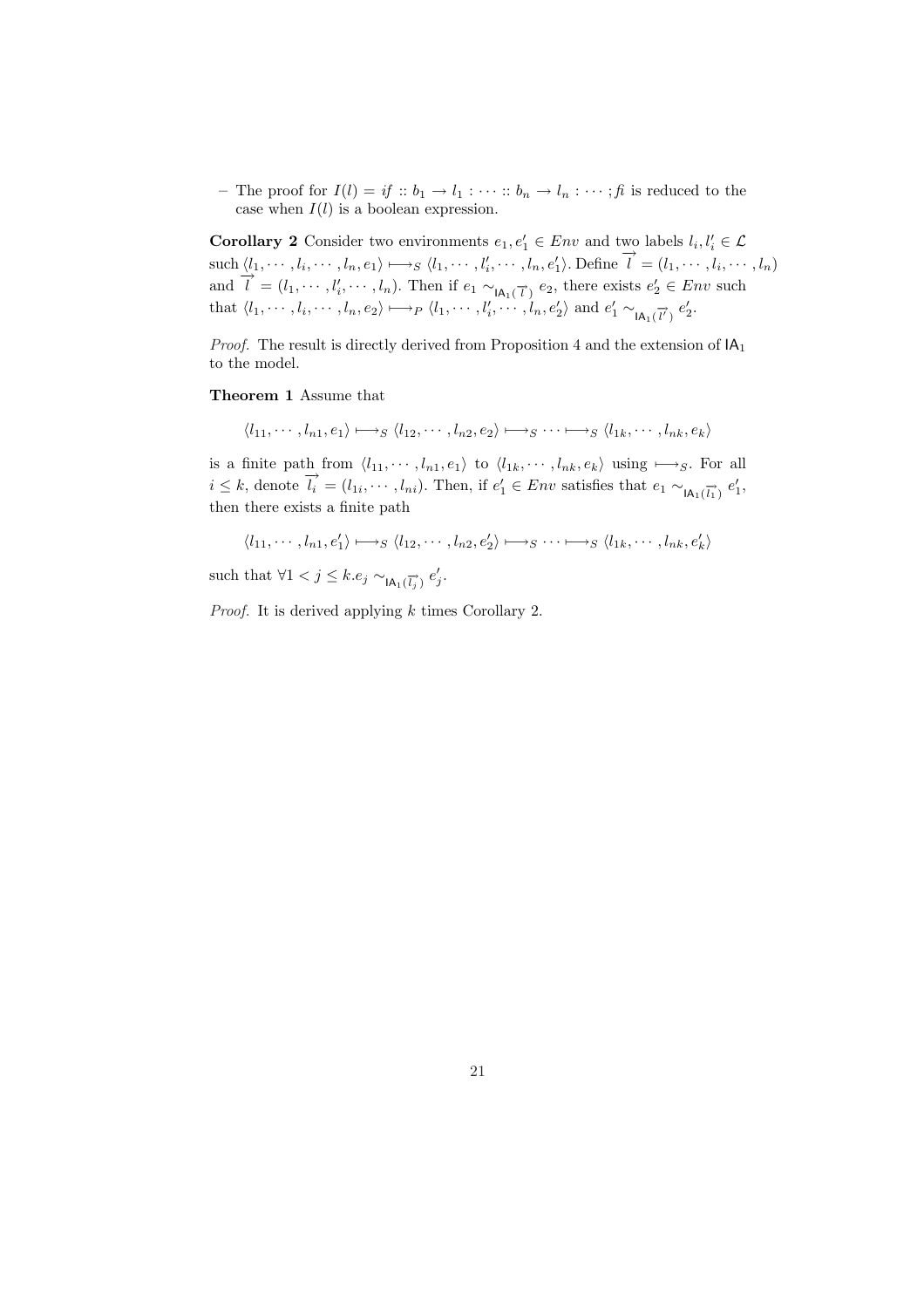– The proof for $I(l) = \mathit{if} :: b_1 \to l_1 : \cdots :: b_n \to l_n : \cdots ; \mathit{fi}$ is reduced to the case when $I(l)$ is a boolean expression.

**Corollary 2** Consider two environments $e_1, e'_1 \in Env$ and two labels $l_i, l'_i \in \mathcal{L}$ such $\langle l_1, \cdots, l_i, \cdots, l_n, e_1 \rangle \longmapsto_S \langle l_1, \cdots, l'_i, \cdots, l_n, e'_1 \rangle$. Define $\overrightarrow{l} = (l_1, \cdots, l_i, \cdots, l_n)$ and $\overrightarrow{l'} = (l_1, \cdots, l'_i, \cdots, l_n)$. Then if $e_1 \sim_{\mathsf{IA}_1(\overrightarrow{l})} e_2$, there exists $e'_2 \in Env$ such that $\langle l_1, \cdots, l_i, \cdots, l_n, e_2 \rangle \longmapsto_P \langle l_1, \cdots, l'_i, \cdots, l_n, e'_2 \rangle$ and $e'_1 \sim_{\mathsf{IA}_1(\overrightarrow{l'})} e'_2$.

*Proof.* The result is directly derived from Proposition 4 and the extension of $\mathsf{IA}_1$ to the model.

**Theorem 1** Assume that

$$\langle l_{11}, \cdots, l_{n1}, e_1 \rangle \longmapsto_S \langle l_{12}, \cdots, l_{n2}, e_2 \rangle \longmapsto_S \cdots \longmapsto_S \langle l_{1k}, \cdots, l_{nk}, e_k \rangle$$

is a finite path from $\langle l_{11}, \cdots, l_{n1}, e_1 \rangle$ to $\langle l_{1k}, \cdots, l_{nk}, e_k \rangle$ using $\longmapsto_S$. For all $i \leq k$, denote $\overrightarrow{l_i} = (l_{1i}, \cdots, l_{ni})$. Then, if $e'_1 \in Env$ satisfies that $e_1 \sim_{\mathsf{IA}_1(\overrightarrow{l_1})} e'_1$, then there exists a finite path

$$\langle l_{11}, \cdots, l_{n1}, e'_1 \rangle \longmapsto_S \langle l_{12}, \cdots, l_{n2}, e'_2 \rangle \longmapsto_S \cdots \longmapsto_S \langle l_{1k}, \cdots, l_{nk}, e'_k \rangle$$

such that $\forall 1 < j \leq k. e_j \sim_{\mathsf{IA}_1(\overrightarrow{l_j})} e'_j$.

*Proof.* It is derived applying $k$ times Corollary 2.